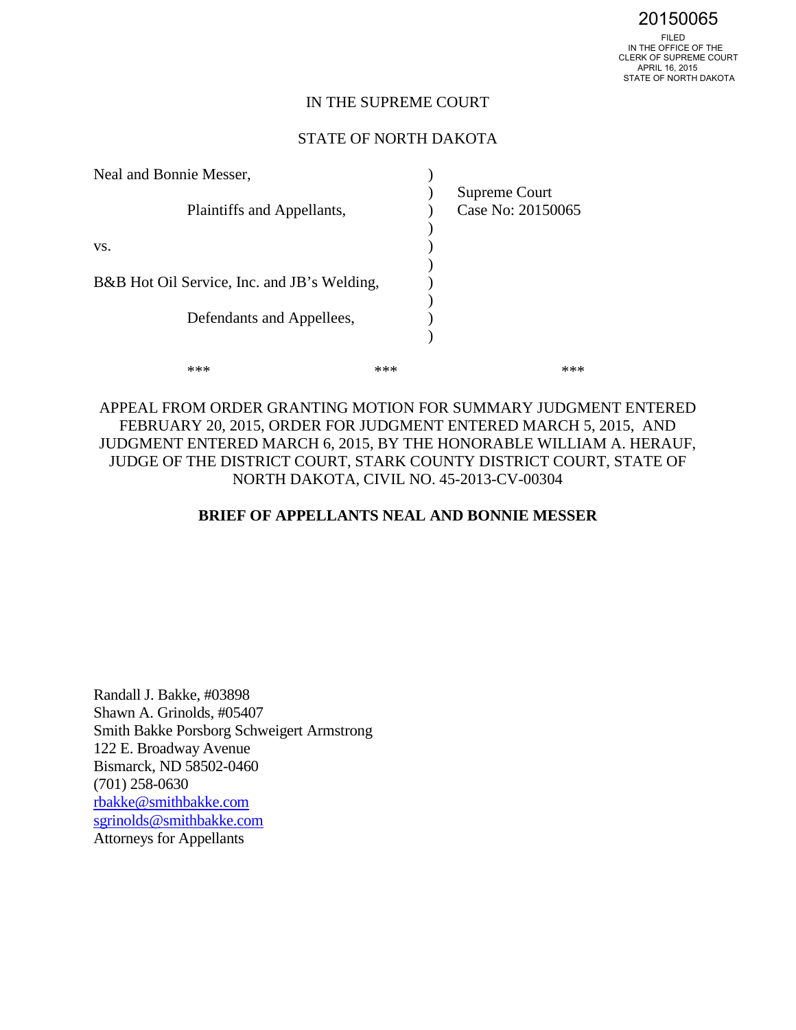20150065

FILED
IN THE OFFICE OF THE
CLERK OF SUPREME COURT
APRIL 16, 2015
STATE OF NORTH DAKOTA

IN THE SUPREME COURT

STATE OF NORTH DAKOTA

| | | |
|---|---|---|
| Neal and Bonnie Messer, | ) | |
| | ) | Supreme Court |
| Plaintiffs and Appellants, | ) | Case No: 20150065 |
| | ) | |
| vs. | ) | |
| | ) | |
| B&B Hot Oil Service, Inc. and JB's Welding, | ) | |
| | ) | |
| Defendants and Appellees, | ) | |
| | ) | |

\*\*\* \*\*\* \*\*\*

APPEAL FROM ORDER GRANTING MOTION FOR SUMMARY JUDGMENT ENTERED FEBRUARY 20, 2015, ORDER FOR JUDGMENT ENTERED MARCH 5, 2015, AND JUDGMENT ENTERED MARCH 6, 2015, BY THE HONORABLE WILLIAM A. HERAUF, JUDGE OF THE DISTRICT COURT, STARK COUNTY DISTRICT COURT, STATE OF NORTH DAKOTA, CIVIL NO. 45-2013-CV-00304

**BRIEF OF APPELLANTS NEAL AND BONNIE MESSER**

Randall J. Bakke, #03898
Shawn A. Grinolds, #05407
Smith Bakke Porsborg Schweigert Armstrong
122 E. Broadway Avenue
Bismarck, ND 58502-0460
(701) 258-0630
rbakke@smithbakke.com
sgrinolds@smithbakke.com
Attorneys for Appellants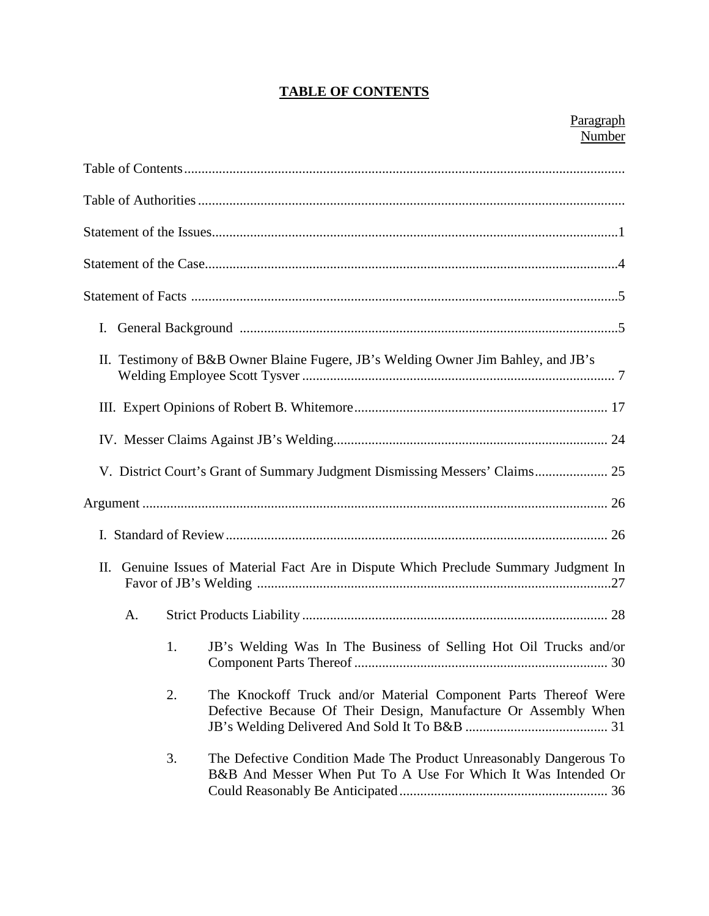# TABLE OF CONTENTS

| | Paragraph Number |
|---|---|
| Table of Contents | |
| Table of Authorities | |
| Statement of the Issues | 1 |
| Statement of the Case | 4 |
| Statement of Facts | 5 |
| I. General Background | 5 |
| II. Testimony of B&B Owner Blaine Fugere, JB's Welding Owner Jim Bahley, and JB's Welding Employee Scott Tysver | 7 |
| III. Expert Opinions of Robert B. Whitemore | 17 |
| IV. Messer Claims Against JB's Welding | 24 |
| V. District Court's Grant of Summary Judgment Dismissing Messers' Claims | 25 |
| Argument | 26 |
| I. Standard of Review | 26 |
| II. Genuine Issues of Material Fact Are in Dispute Which Preclude Summary Judgment In Favor of JB's Welding | 27 |
| A. Strict Products Liability | 28 |
| 1. JB's Welding Was In The Business of Selling Hot Oil Trucks and/or Component Parts Thereof | 30 |
| 2. The Knockoff Truck and/or Material Component Parts Thereof Were Defective Because Of Their Design, Manufacture Or Assembly When JB's Welding Delivered And Sold It To B&B | 31 |
| 3. The Defective Condition Made The Product Unreasonably Dangerous To B&B And Messer When Put To A Use For Which It Was Intended Or Could Reasonably Be Anticipated | 36 |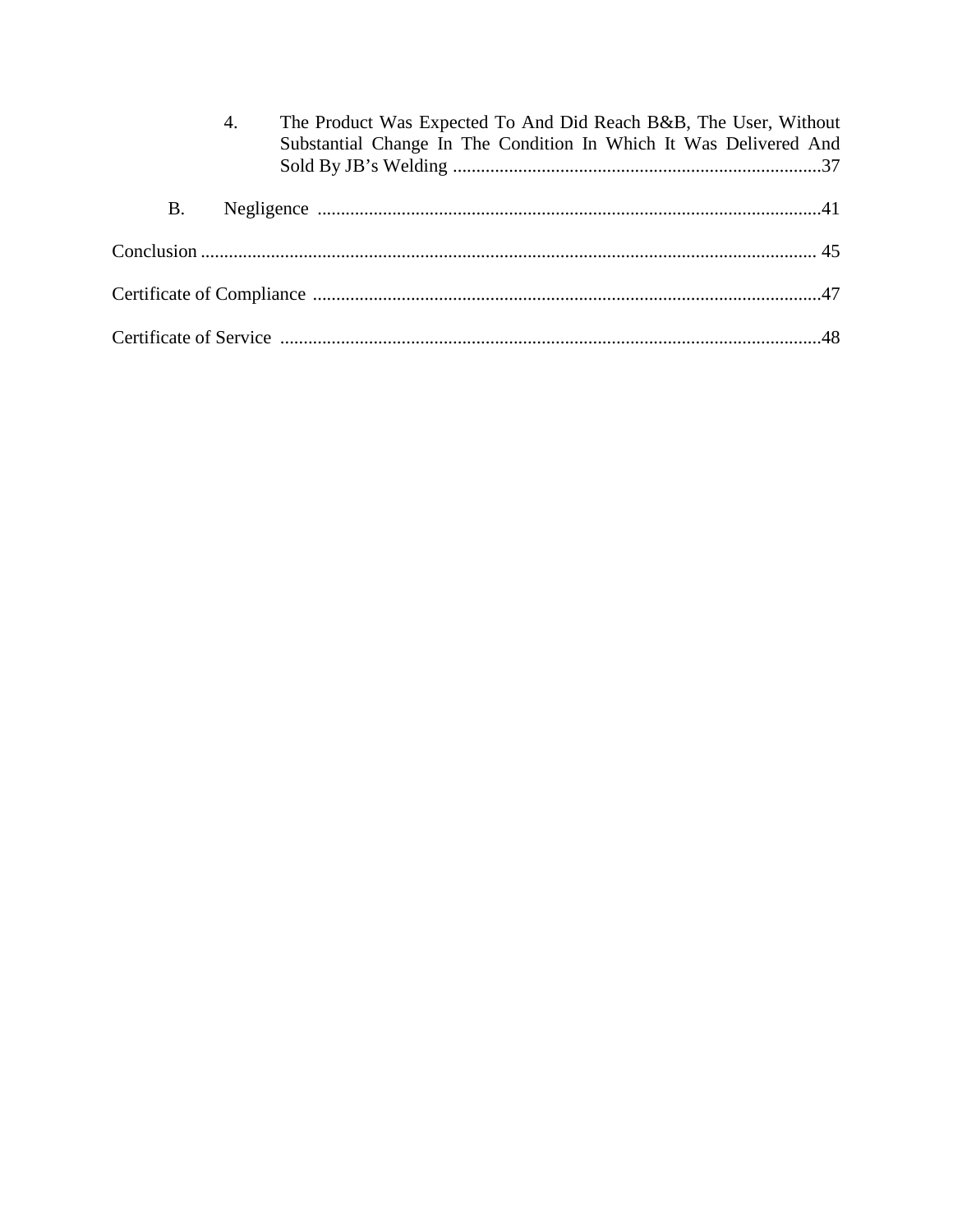4. The Product Was Expected To And Did Reach B&B, The User, Without Substantial Change In The Condition In Which It Was Delivered And Sold By JB's Welding ............................................................................37

B. Negligence ............................................................................................................41

Conclusion .................................................................................................................... 45

Certificate of Compliance ..............................................................................................47

Certificate of Service .....................................................................................................48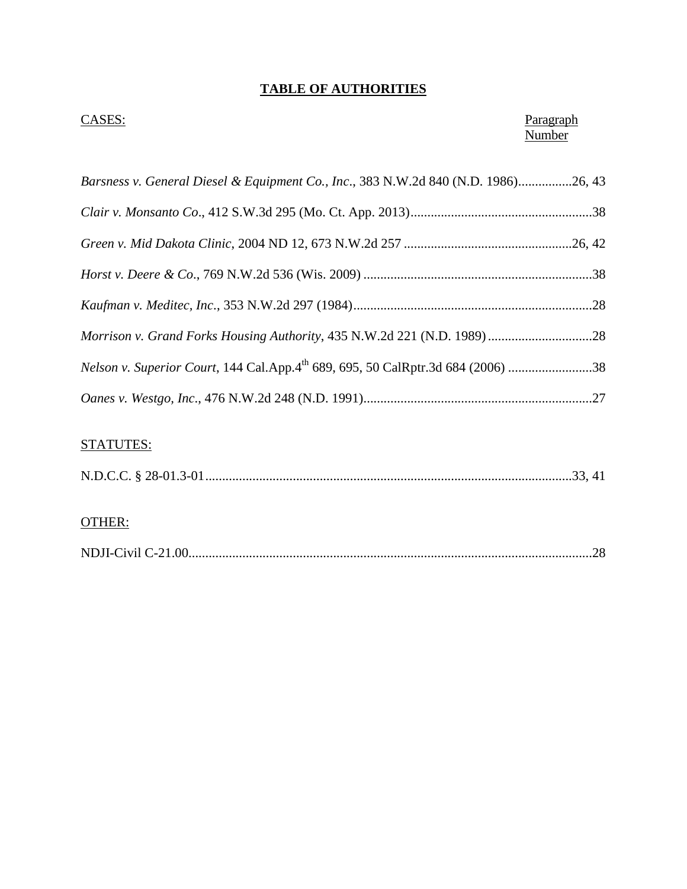# TABLE OF AUTHORITIES

| CASES: | Paragraph Number |
|---|---|
| *Barsness v. General Diesel & Equipment Co., Inc*., 383 N.W.2d 840 (N.D. 1986) | 26, 43 |
| *Clair v. Monsanto Co*., 412 S.W.3d 295 (Mo. Ct. App. 2013) | 38 |
| *Green v. Mid Dakota Clinic*, 2004 ND 12, 673 N.W.2d 257 | 26, 42 |
| *Horst v. Deere & Co*., 769 N.W.2d 536 (Wis. 2009) | 38 |
| *Kaufman v. Meditec, Inc*., 353 N.W.2d 297 (1984) | 28 |
| *Morrison v. Grand Forks Housing Authority*, 435 N.W.2d 221 (N.D. 1989) | 28 |
| *Nelson v. Superior Court*, 144 Cal.App.4th 689, 695, 50 CalRptr.3d 684 (2006) | 38 |
| *Oanes v. Westgo, Inc*., 476 N.W.2d 248 (N.D. 1991) | 27 |

| STATUTES: | |
|---|---|
| N.D.C.C. § 28-01.3-01 | 33, 41 |

| OTHER: | |
|---|---|
| NDJI-Civil C-21.00 | 28 |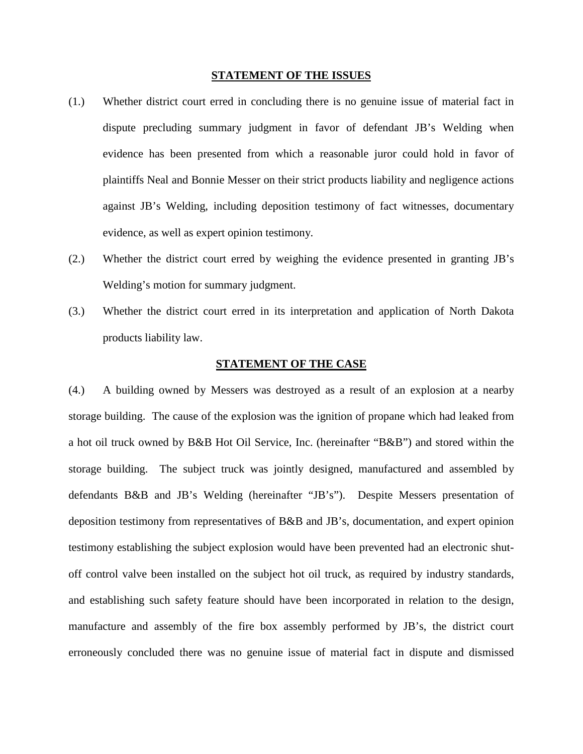## STATEMENT OF THE ISSUES

(1.) Whether district court erred in concluding there is no genuine issue of material fact in dispute precluding summary judgment in favor of defendant JB's Welding when evidence has been presented from which a reasonable juror could hold in favor of plaintiffs Neal and Bonnie Messer on their strict products liability and negligence actions against JB's Welding, including deposition testimony of fact witnesses, documentary evidence, as well as expert opinion testimony.

(2.) Whether the district court erred by weighing the evidence presented in granting JB's Welding's motion for summary judgment.

(3.) Whether the district court erred in its interpretation and application of North Dakota products liability law.

## STATEMENT OF THE CASE

(4.) A building owned by Messers was destroyed as a result of an explosion at a nearby storage building. The cause of the explosion was the ignition of propane which had leaked from a hot oil truck owned by B&B Hot Oil Service, Inc. (hereinafter "B&B") and stored within the storage building. The subject truck was jointly designed, manufactured and assembled by defendants B&B and JB's Welding (hereinafter "JB's"). Despite Messers presentation of deposition testimony from representatives of B&B and JB's, documentation, and expert opinion testimony establishing the subject explosion would have been prevented had an electronic shut-off control valve been installed on the subject hot oil truck, as required by industry standards, and establishing such safety feature should have been incorporated in relation to the design, manufacture and assembly of the fire box assembly performed by JB's, the district court erroneously concluded there was no genuine issue of material fact in dispute and dismissed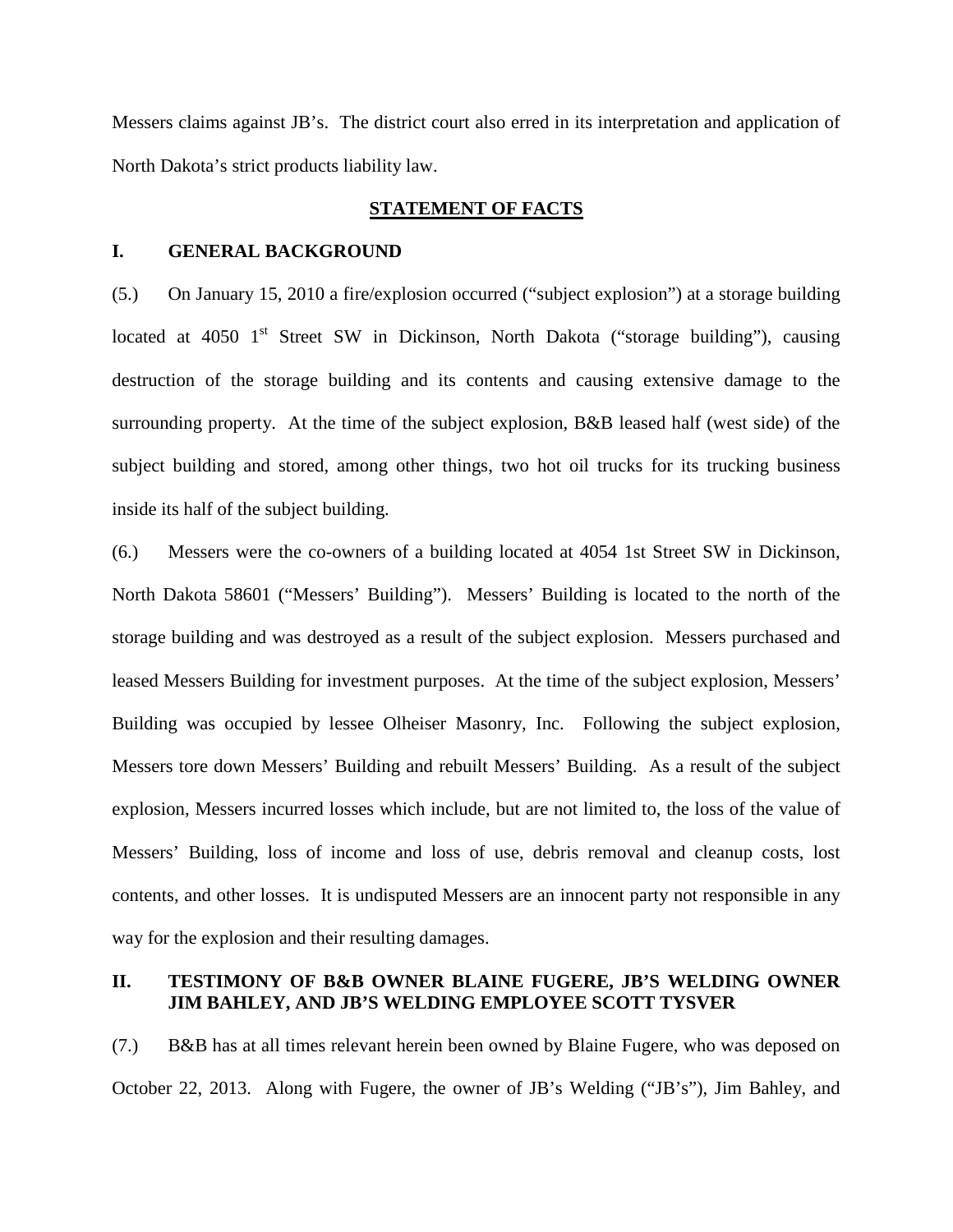Messers claims against JB's. The district court also erred in its interpretation and application of North Dakota's strict products liability law.

## STATEMENT OF FACTS

### I. GENERAL BACKGROUND

(5.) On January 15, 2010 a fire/explosion occurred ("subject explosion") at a storage building located at 4050 1st Street SW in Dickinson, North Dakota ("storage building"), causing destruction of the storage building and its contents and causing extensive damage to the surrounding property. At the time of the subject explosion, B&B leased half (west side) of the subject building and stored, among other things, two hot oil trucks for its trucking business inside its half of the subject building.

(6.) Messers were the co-owners of a building located at 4054 1st Street SW in Dickinson, North Dakota 58601 ("Messers' Building"). Messers' Building is located to the north of the storage building and was destroyed as a result of the subject explosion. Messers purchased and leased Messers Building for investment purposes. At the time of the subject explosion, Messers' Building was occupied by lessee Olheiser Masonry, Inc. Following the subject explosion, Messers tore down Messers' Building and rebuilt Messers' Building. As a result of the subject explosion, Messers incurred losses which include, but are not limited to, the loss of the value of Messers' Building, loss of income and loss of use, debris removal and cleanup costs, lost contents, and other losses. It is undisputed Messers are an innocent party not responsible in any way for the explosion and their resulting damages.

### II. TESTIMONY OF B&B OWNER BLAINE FUGERE, JB'S WELDING OWNER JIM BAHLEY, AND JB'S WELDING EMPLOYEE SCOTT TYSVER

(7.) B&B has at all times relevant herein been owned by Blaine Fugere, who was deposed on October 22, 2013. Along with Fugere, the owner of JB's Welding ("JB's"), Jim Bahley, and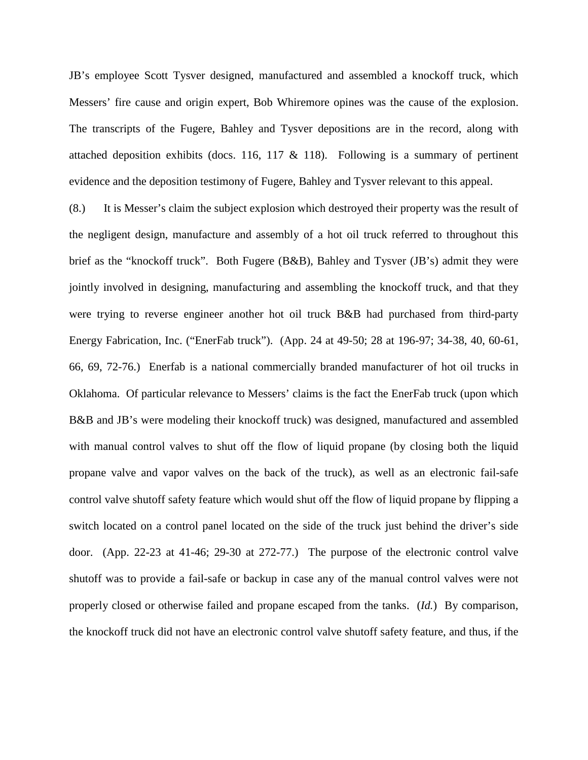JB's employee Scott Tysver designed, manufactured and assembled a knockoff truck, which Messers' fire cause and origin expert, Bob Whiremore opines was the cause of the explosion. The transcripts of the Fugere, Bahley and Tysver depositions are in the record, along with attached deposition exhibits (docs. 116, 117 & 118). Following is a summary of pertinent evidence and the deposition testimony of Fugere, Bahley and Tysver relevant to this appeal.

(8.) It is Messer's claim the subject explosion which destroyed their property was the result of the negligent design, manufacture and assembly of a hot oil truck referred to throughout this brief as the "knockoff truck". Both Fugere (B&B), Bahley and Tysver (JB's) admit they were jointly involved in designing, manufacturing and assembling the knockoff truck, and that they were trying to reverse engineer another hot oil truck B&B had purchased from third-party Energy Fabrication, Inc. ("EnerFab truck"). (App. 24 at 49-50; 28 at 196-97; 34-38, 40, 60-61, 66, 69, 72-76.) Enerfab is a national commercially branded manufacturer of hot oil trucks in Oklahoma. Of particular relevance to Messers' claims is the fact the EnerFab truck (upon which B&B and JB's were modeling their knockoff truck) was designed, manufactured and assembled with manual control valves to shut off the flow of liquid propane (by closing both the liquid propane valve and vapor valves on the back of the truck), as well as an electronic fail-safe control valve shutoff safety feature which would shut off the flow of liquid propane by flipping a switch located on a control panel located on the side of the truck just behind the driver's side door. (App. 22-23 at 41-46; 29-30 at 272-77.) The purpose of the electronic control valve shutoff was to provide a fail-safe or backup in case any of the manual control valves were not properly closed or otherwise failed and propane escaped from the tanks. (*Id.*) By comparison, the knockoff truck did not have an electronic control valve shutoff safety feature, and thus, if the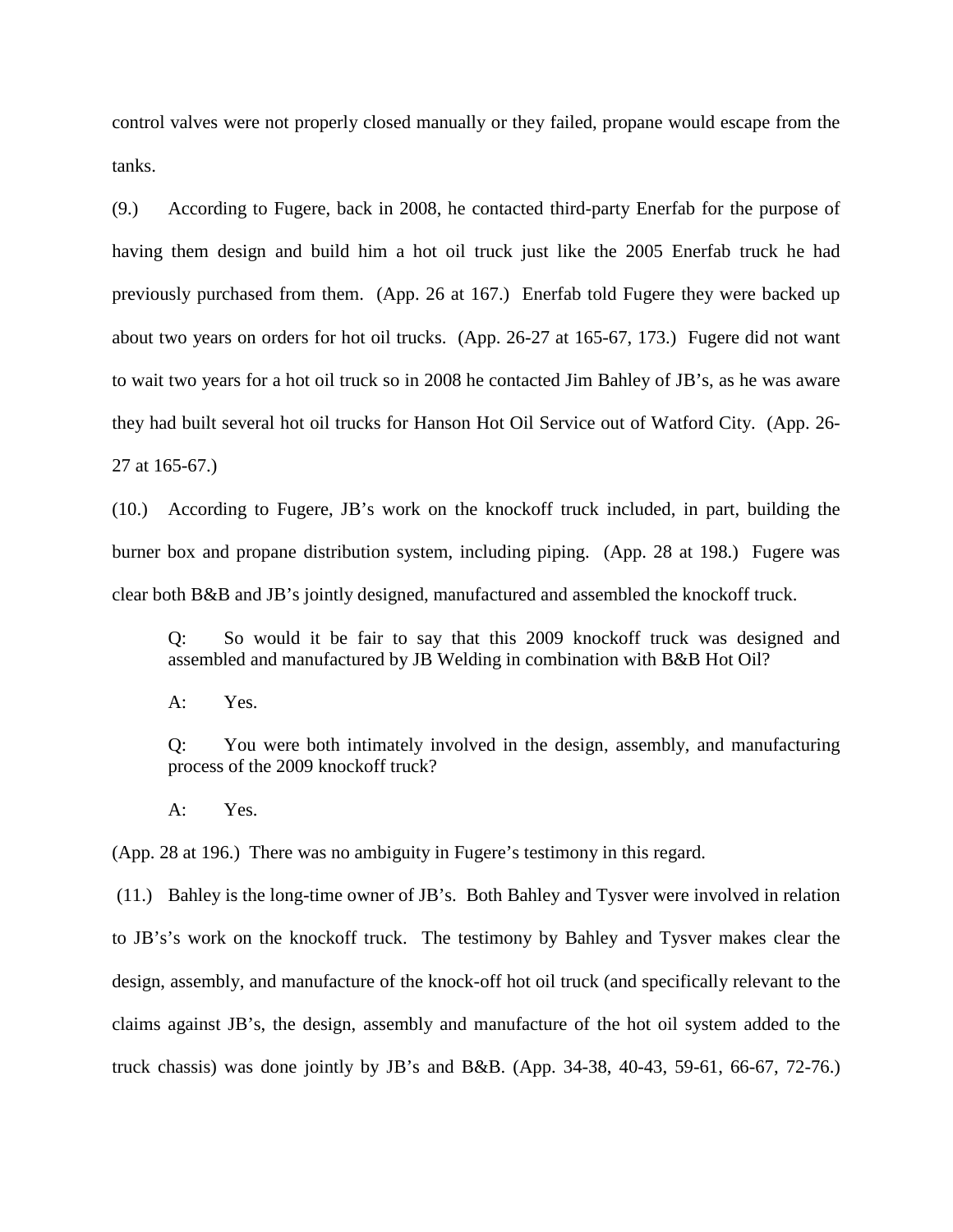control valves were not properly closed manually or they failed, propane would escape from the tanks.

(9.) According to Fugere, back in 2008, he contacted third-party Enerfab for the purpose of having them design and build him a hot oil truck just like the 2005 Enerfab truck he had previously purchased from them. (App. 26 at 167.) Enerfab told Fugere they were backed up about two years on orders for hot oil trucks. (App. 26-27 at 165-67, 173.) Fugere did not want to wait two years for a hot oil truck so in 2008 he contacted Jim Bahley of JB's, as he was aware they had built several hot oil trucks for Hanson Hot Oil Service out of Watford City. (App. 26-27 at 165-67.)

(10.) According to Fugere, JB's work on the knockoff truck included, in part, building the burner box and propane distribution system, including piping. (App. 28 at 198.) Fugere was clear both B&B and JB's jointly designed, manufactured and assembled the knockoff truck.

> Q: So would it be fair to say that this 2009 knockoff truck was designed and assembled and manufactured by JB Welding in combination with B&B Hot Oil?
>
> A: Yes.
>
> Q: You were both intimately involved in the design, assembly, and manufacturing process of the 2009 knockoff truck?
>
> A: Yes.

(App. 28 at 196.) There was no ambiguity in Fugere's testimony in this regard.

(11.) Bahley is the long-time owner of JB's. Both Bahley and Tysver were involved in relation to JB's's work on the knockoff truck. The testimony by Bahley and Tysver makes clear the design, assembly, and manufacture of the knock-off hot oil truck (and specifically relevant to the claims against JB's, the design, assembly and manufacture of the hot oil system added to the truck chassis) was done jointly by JB's and B&B. (App. 34-38, 40-43, 59-61, 66-67, 72-76.)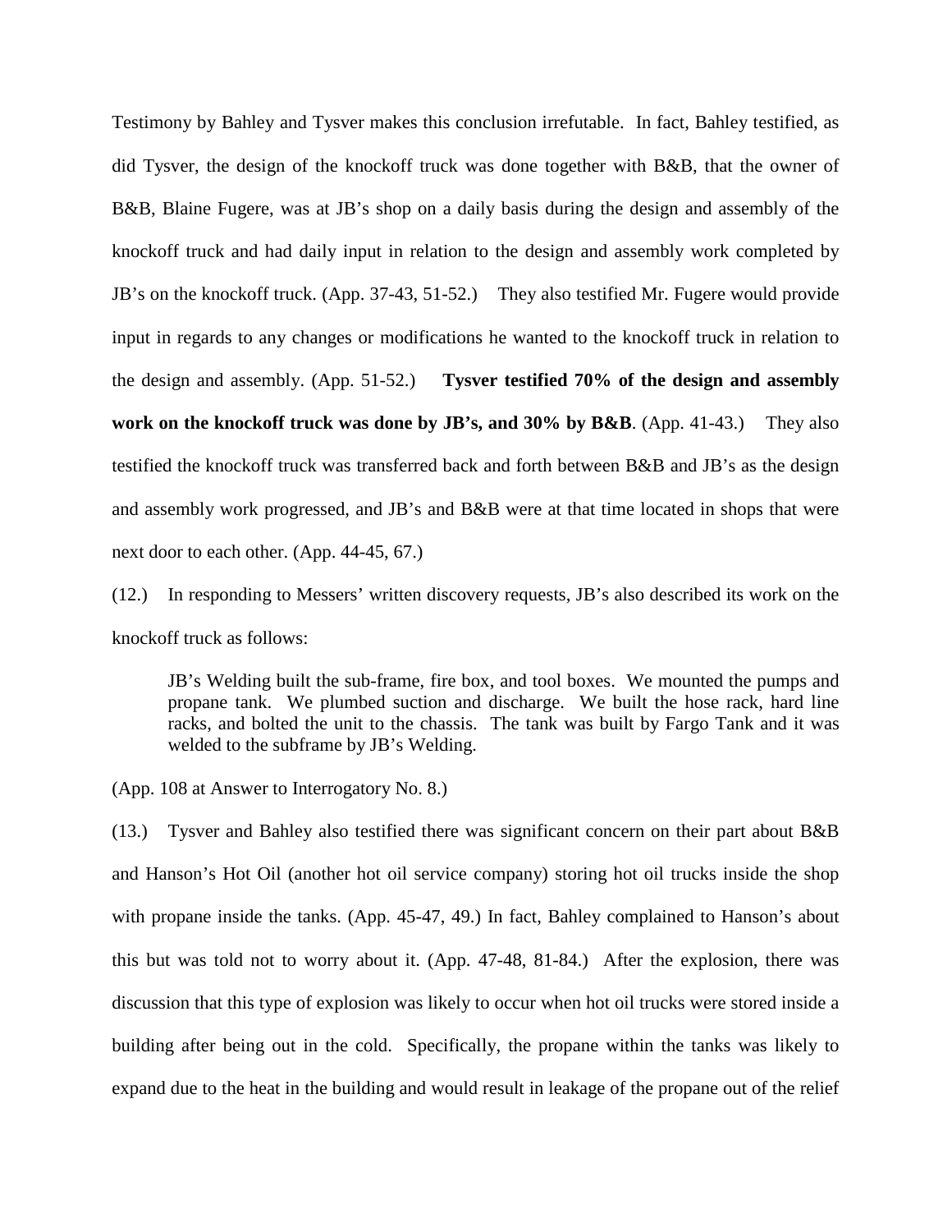Testimony by Bahley and Tysver makes this conclusion irrefutable. In fact, Bahley testified, as did Tysver, the design of the knockoff truck was done together with B&B, that the owner of B&B, Blaine Fugere, was at JB's shop on a daily basis during the design and assembly of the knockoff truck and had daily input in relation to the design and assembly work completed by JB's on the knockoff truck. (App. 37-43, 51-52.) They also testified Mr. Fugere would provide input in regards to any changes or modifications he wanted to the knockoff truck in relation to the design and assembly. (App. 51-52.) **Tysver testified 70% of the design and assembly work on the knockoff truck was done by JB's, and 30% by B&B**. (App. 41-43.) They also testified the knockoff truck was transferred back and forth between B&B and JB's as the design and assembly work progressed, and JB's and B&B were at that time located in shops that were next door to each other. (App. 44-45, 67.)

(12.) In responding to Messers' written discovery requests, JB's also described its work on the knockoff truck as follows:

> JB's Welding built the sub-frame, fire box, and tool boxes. We mounted the pumps and propane tank. We plumbed suction and discharge. We built the hose rack, hard line racks, and bolted the unit to the chassis. The tank was built by Fargo Tank and it was welded to the subframe by JB's Welding.

(App. 108 at Answer to Interrogatory No. 8.)

(13.) Tysver and Bahley also testified there was significant concern on their part about B&B and Hanson's Hot Oil (another hot oil service company) storing hot oil trucks inside the shop with propane inside the tanks. (App. 45-47, 49.) In fact, Bahley complained to Hanson's about this but was told not to worry about it. (App. 47-48, 81-84.) After the explosion, there was discussion that this type of explosion was likely to occur when hot oil trucks were stored inside a building after being out in the cold. Specifically, the propane within the tanks was likely to expand due to the heat in the building and would result in leakage of the propane out of the relief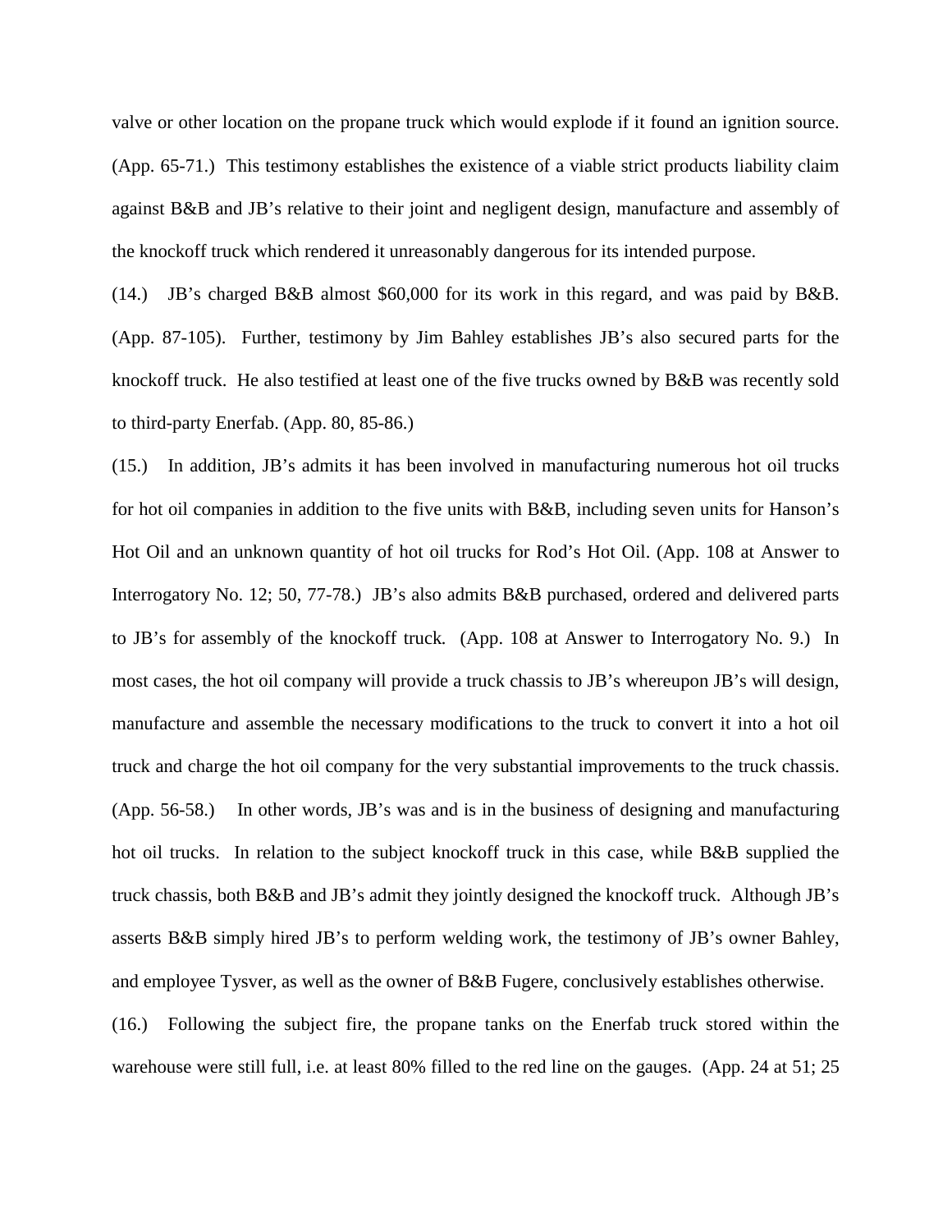valve or other location on the propane truck which would explode if it found an ignition source. (App. 65-71.) This testimony establishes the existence of a viable strict products liability claim against B&B and JB's relative to their joint and negligent design, manufacture and assembly of the knockoff truck which rendered it unreasonably dangerous for its intended purpose.

(14.) JB's charged B&B almost $60,000 for its work in this regard, and was paid by B&B. (App. 87-105). Further, testimony by Jim Bahley establishes JB's also secured parts for the knockoff truck. He also testified at least one of the five trucks owned by B&B was recently sold to third-party Enerfab. (App. 80, 85-86.)

(15.) In addition, JB's admits it has been involved in manufacturing numerous hot oil trucks for hot oil companies in addition to the five units with B&B, including seven units for Hanson's Hot Oil and an unknown quantity of hot oil trucks for Rod's Hot Oil. (App. 108 at Answer to Interrogatory No. 12; 50, 77-78.) JB's also admits B&B purchased, ordered and delivered parts to JB's for assembly of the knockoff truck. (App. 108 at Answer to Interrogatory No. 9.) In most cases, the hot oil company will provide a truck chassis to JB's whereupon JB's will design, manufacture and assemble the necessary modifications to the truck to convert it into a hot oil truck and charge the hot oil company for the very substantial improvements to the truck chassis. (App. 56-58.) In other words, JB's was and is in the business of designing and manufacturing hot oil trucks. In relation to the subject knockoff truck in this case, while B&B supplied the truck chassis, both B&B and JB's admit they jointly designed the knockoff truck. Although JB's asserts B&B simply hired JB's to perform welding work, the testimony of JB's owner Bahley, and employee Tysver, as well as the owner of B&B Fugere, conclusively establishes otherwise.

(16.) Following the subject fire, the propane tanks on the Enerfab truck stored within the warehouse were still full, i.e. at least 80% filled to the red line on the gauges. (App. 24 at 51; 25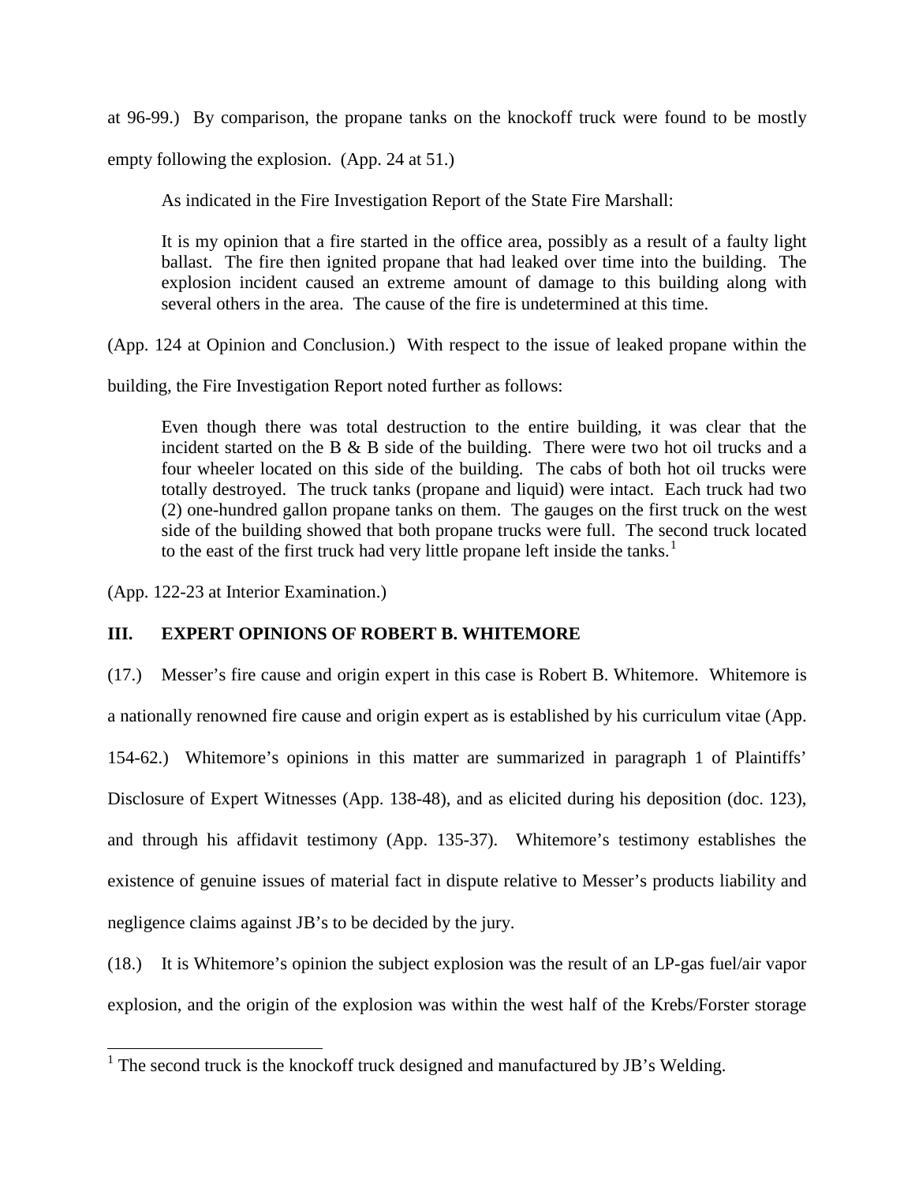at 96-99.) By comparison, the propane tanks on the knockoff truck were found to be mostly empty following the explosion. (App. 24 at 51.)

As indicated in the Fire Investigation Report of the State Fire Marshall:

> It is my opinion that a fire started in the office area, possibly as a result of a faulty light ballast. The fire then ignited propane that had leaked over time into the building. The explosion incident caused an extreme amount of damage to this building along with several others in the area. The cause of the fire is undetermined at this time.

(App. 124 at Opinion and Conclusion.) With respect to the issue of leaked propane within the building, the Fire Investigation Report noted further as follows:

> Even though there was total destruction to the entire building, it was clear that the incident started on the B & B side of the building. There were two hot oil trucks and a four wheeler located on this side of the building. The cabs of both hot oil trucks were totally destroyed. The truck tanks (propane and liquid) were intact. Each truck had two (2) one-hundred gallon propane tanks on them. The gauges on the first truck on the west side of the building showed that both propane trucks were full. The second truck located to the east of the first truck had very little propane left inside the tanks.[1]

(App. 122-23 at Interior Examination.)

## III. EXPERT OPINIONS OF ROBERT B. WHITEMORE

(17.) Messer's fire cause and origin expert in this case is Robert B. Whitemore. Whitemore is a nationally renowned fire cause and origin expert as is established by his curriculum vitae (App. 154-62.) Whitemore's opinions in this matter are summarized in paragraph 1 of Plaintiffs' Disclosure of Expert Witnesses (App. 138-48), and as elicited during his deposition (doc. 123), and through his affidavit testimony (App. 135-37). Whitemore's testimony establishes the existence of genuine issues of material fact in dispute relative to Messer's products liability and negligence claims against JB's to be decided by the jury.

(18.) It is Whitemore's opinion the subject explosion was the result of an LP-gas fuel/air vapor explosion, and the origin of the explosion was within the west half of the Krebs/Forster storage

---

[1] The second truck is the knockoff truck designed and manufactured by JB's Welding.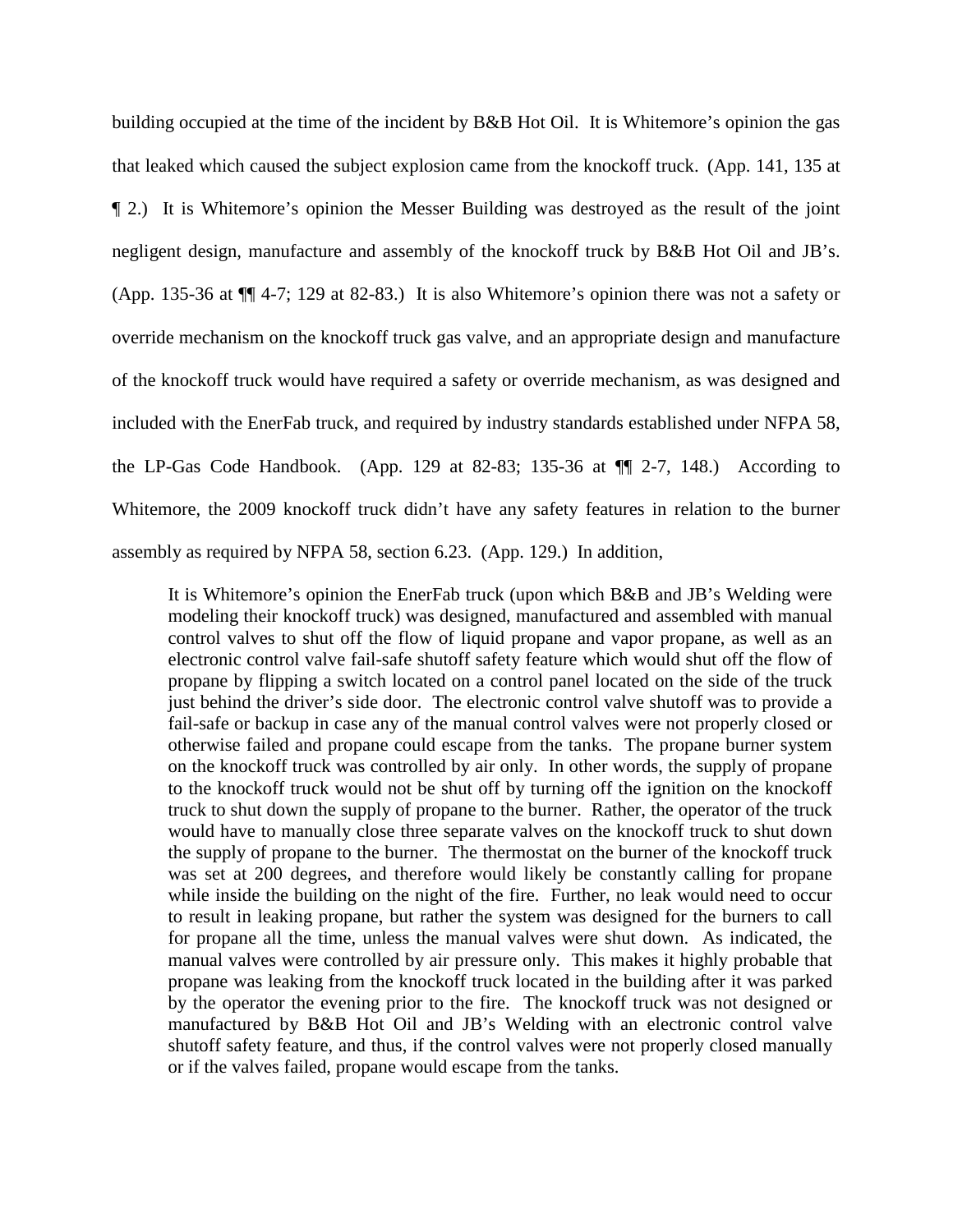building occupied at the time of the incident by B&B Hot Oil. It is Whitemore's opinion the gas that leaked which caused the subject explosion came from the knockoff truck. (App. 141, 135 at ¶ 2.) It is Whitemore's opinion the Messer Building was destroyed as the result of the joint negligent design, manufacture and assembly of the knockoff truck by B&B Hot Oil and JB's. (App. 135-36 at ¶¶ 4-7; 129 at 82-83.) It is also Whitemore's opinion there was not a safety or override mechanism on the knockoff truck gas valve, and an appropriate design and manufacture of the knockoff truck would have required a safety or override mechanism, as was designed and included with the EnerFab truck, and required by industry standards established under NFPA 58, the LP-Gas Code Handbook. (App. 129 at 82-83; 135-36 at ¶¶ 2-7, 148.) According to Whitemore, the 2009 knockoff truck didn't have any safety features in relation to the burner assembly as required by NFPA 58, section 6.23. (App. 129.) In addition,

> It is Whitemore's opinion the EnerFab truck (upon which B&B and JB's Welding were modeling their knockoff truck) was designed, manufactured and assembled with manual control valves to shut off the flow of liquid propane and vapor propane, as well as an electronic control valve fail-safe shutoff safety feature which would shut off the flow of propane by flipping a switch located on a control panel located on the side of the truck just behind the driver's side door. The electronic control valve shutoff was to provide a fail-safe or backup in case any of the manual control valves were not properly closed or otherwise failed and propane could escape from the tanks. The propane burner system on the knockoff truck was controlled by air only. In other words, the supply of propane to the knockoff truck would not be shut off by turning off the ignition on the knockoff truck to shut down the supply of propane to the burner. Rather, the operator of the truck would have to manually close three separate valves on the knockoff truck to shut down the supply of propane to the burner. The thermostat on the burner of the knockoff truck was set at 200 degrees, and therefore would likely be constantly calling for propane while inside the building on the night of the fire. Further, no leak would need to occur to result in leaking propane, but rather the system was designed for the burners to call for propane all the time, unless the manual valves were shut down. As indicated, the manual valves were controlled by air pressure only. This makes it highly probable that propane was leaking from the knockoff truck located in the building after it was parked by the operator the evening prior to the fire. The knockoff truck was not designed or manufactured by B&B Hot Oil and JB's Welding with an electronic control valve shutoff safety feature, and thus, if the control valves were not properly closed manually or if the valves failed, propane would escape from the tanks.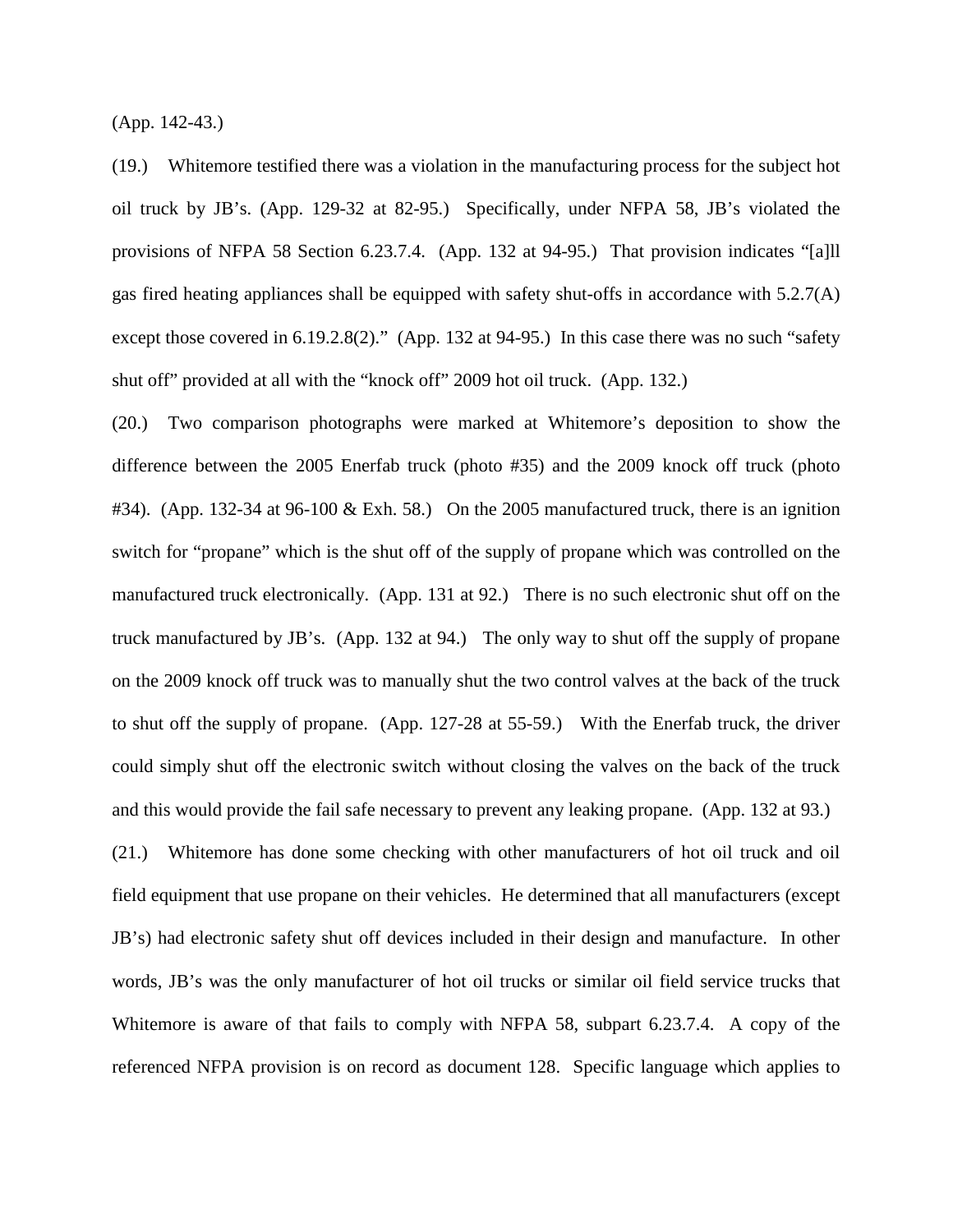(App. 142-43.)

(19.) Whitemore testified there was a violation in the manufacturing process for the subject hot oil truck by JB's. (App. 129-32 at 82-95.) Specifically, under NFPA 58, JB's violated the provisions of NFPA 58 Section 6.23.7.4. (App. 132 at 94-95.) That provision indicates "[a]ll gas fired heating appliances shall be equipped with safety shut-offs in accordance with 5.2.7(A) except those covered in 6.19.2.8(2)." (App. 132 at 94-95.) In this case there was no such "safety shut off" provided at all with the "knock off" 2009 hot oil truck. (App. 132.)

(20.) Two comparison photographs were marked at Whitemore's deposition to show the difference between the 2005 Enerfab truck (photo #35) and the 2009 knock off truck (photo #34). (App. 132-34 at 96-100 & Exh. 58.) On the 2005 manufactured truck, there is an ignition switch for "propane" which is the shut off of the supply of propane which was controlled on the manufactured truck electronically. (App. 131 at 92.) There is no such electronic shut off on the truck manufactured by JB's. (App. 132 at 94.) The only way to shut off the supply of propane on the 2009 knock off truck was to manually shut the two control valves at the back of the truck to shut off the supply of propane. (App. 127-28 at 55-59.) With the Enerfab truck, the driver could simply shut off the electronic switch without closing the valves on the back of the truck and this would provide the fail safe necessary to prevent any leaking propane. (App. 132 at 93.)

(21.) Whitemore has done some checking with other manufacturers of hot oil truck and oil field equipment that use propane on their vehicles. He determined that all manufacturers (except JB's) had electronic safety shut off devices included in their design and manufacture. In other words, JB's was the only manufacturer of hot oil trucks or similar oil field service trucks that Whitemore is aware of that fails to comply with NFPA 58, subpart 6.23.7.4. A copy of the referenced NFPA provision is on record as document 128. Specific language which applies to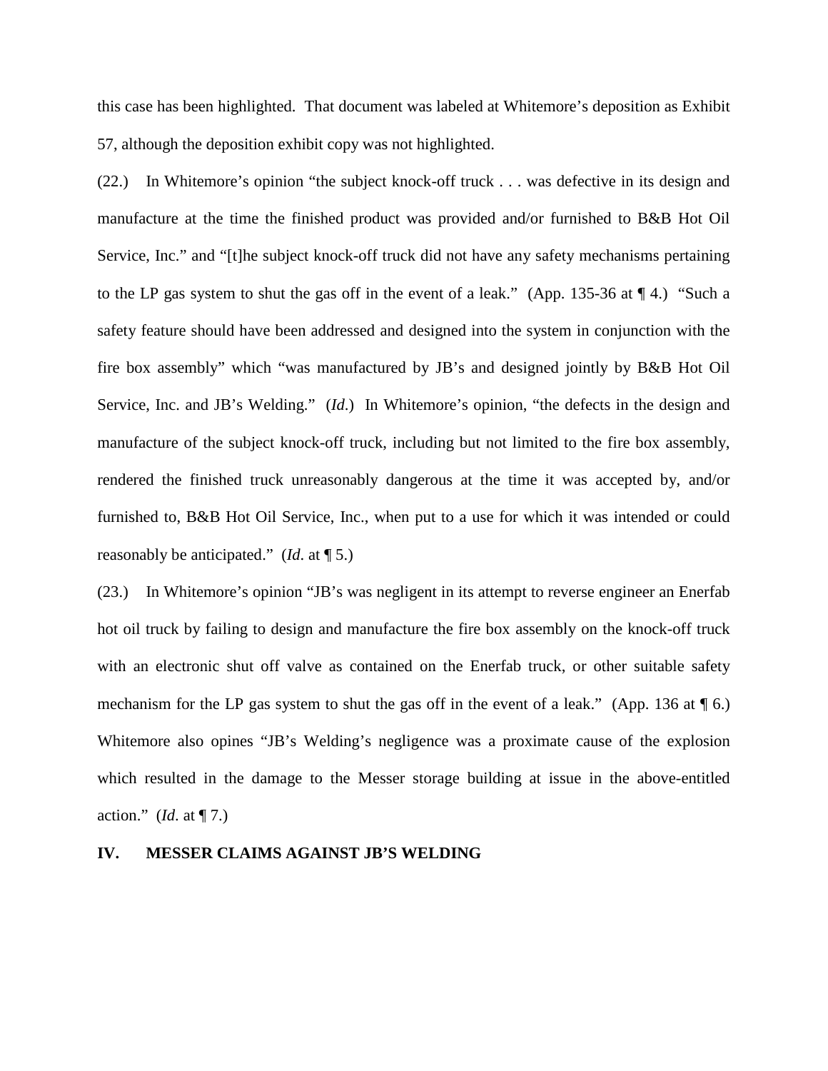this case has been highlighted. That document was labeled at Whitemore's deposition as Exhibit 57, although the deposition exhibit copy was not highlighted.

(22.) In Whitemore's opinion "the subject knock-off truck . . . was defective in its design and manufacture at the time the finished product was provided and/or furnished to B&B Hot Oil Service, Inc." and "[t]he subject knock-off truck did not have any safety mechanisms pertaining to the LP gas system to shut the gas off in the event of a leak." (App. 135-36 at ¶ 4.) "Such a safety feature should have been addressed and designed into the system in conjunction with the fire box assembly" which "was manufactured by JB's and designed jointly by B&B Hot Oil Service, Inc. and JB's Welding." (*Id*.) In Whitemore's opinion, "the defects in the design and manufacture of the subject knock-off truck, including but not limited to the fire box assembly, rendered the finished truck unreasonably dangerous at the time it was accepted by, and/or furnished to, B&B Hot Oil Service, Inc., when put to a use for which it was intended or could reasonably be anticipated." (*Id*. at ¶ 5.)

(23.) In Whitemore's opinion "JB's was negligent in its attempt to reverse engineer an Enerfab hot oil truck by failing to design and manufacture the fire box assembly on the knock-off truck with an electronic shut off valve as contained on the Enerfab truck, or other suitable safety mechanism for the LP gas system to shut the gas off in the event of a leak." (App. 136 at ¶ 6.) Whitemore also opines "JB's Welding's negligence was a proximate cause of the explosion which resulted in the damage to the Messer storage building at issue in the above-entitled action." (*Id*. at ¶ 7.)

## IV. MESSER CLAIMS AGAINST JB'S WELDING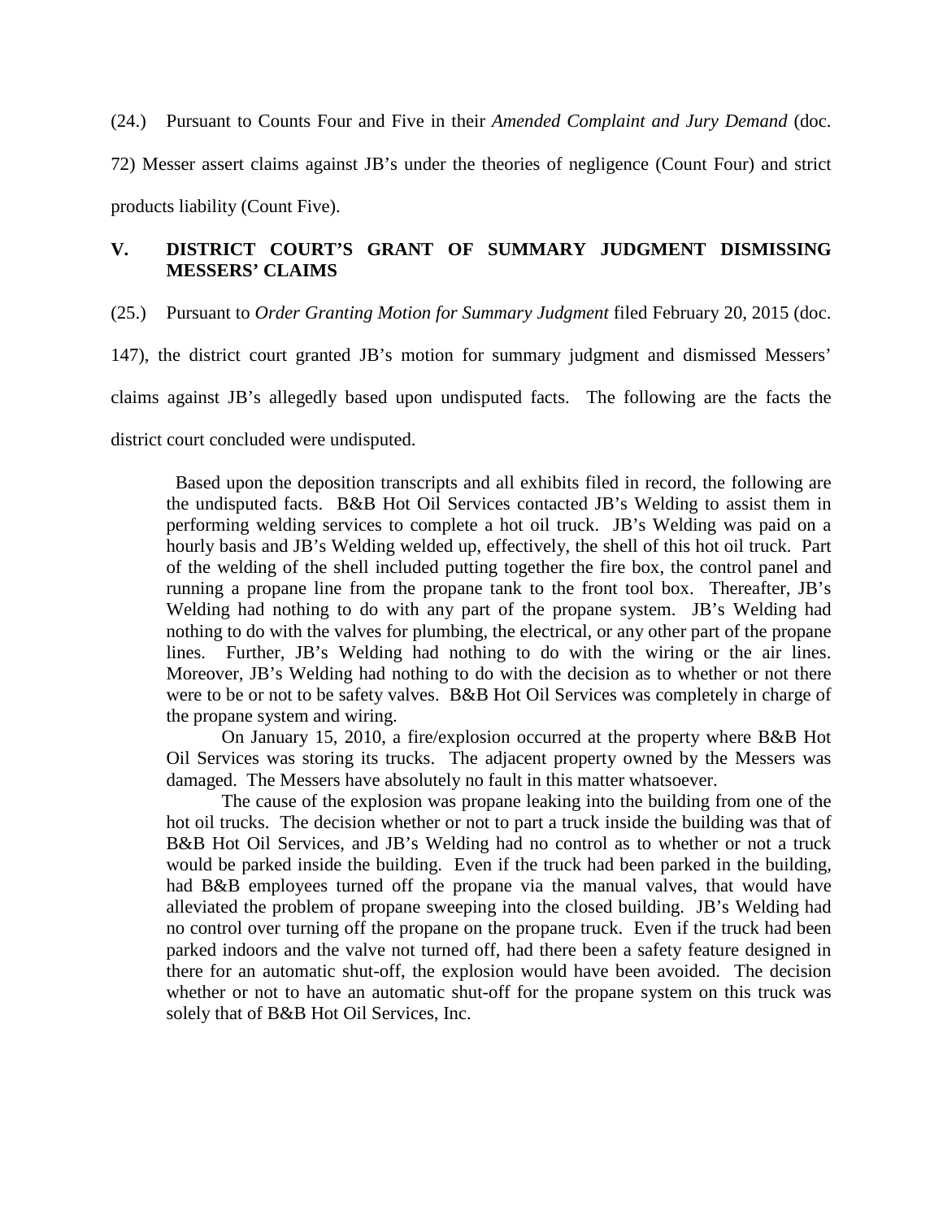(24.) Pursuant to Counts Four and Five in their *Amended Complaint and Jury Demand* (doc. 72) Messer assert claims against JB's under the theories of negligence (Count Four) and strict products liability (Count Five).

## V. DISTRICT COURT'S GRANT OF SUMMARY JUDGMENT DISMISSING MESSERS' CLAIMS

(25.) Pursuant to *Order Granting Motion for Summary Judgment* filed February 20, 2015 (doc. 147), the district court granted JB's motion for summary judgment and dismissed Messers' claims against JB's allegedly based upon undisputed facts. The following are the facts the district court concluded were undisputed.

> Based upon the deposition transcripts and all exhibits filed in record, the following are the undisputed facts. B&B Hot Oil Services contacted JB's Welding to assist them in performing welding services to complete a hot oil truck. JB's Welding was paid on a hourly basis and JB's Welding welded up, effectively, the shell of this hot oil truck. Part of the welding of the shell included putting together the fire box, the control panel and running a propane line from the propane tank to the front tool box. Thereafter, JB's Welding had nothing to do with any part of the propane system. JB's Welding had nothing to do with the valves for plumbing, the electrical, or any other part of the propane lines. Further, JB's Welding had nothing to do with the wiring or the air lines. Moreover, JB's Welding had nothing to do with the decision as to whether or not there were to be or not to be safety valves. B&B Hot Oil Services was completely in charge of the propane system and wiring.
>
> On January 15, 2010, a fire/explosion occurred at the property where B&B Hot Oil Services was storing its trucks. The adjacent property owned by the Messers was damaged. The Messers have absolutely no fault in this matter whatsoever.
>
> The cause of the explosion was propane leaking into the building from one of the hot oil trucks. The decision whether or not to part a truck inside the building was that of B&B Hot Oil Services, and JB's Welding had no control as to whether or not a truck would be parked inside the building. Even if the truck had been parked in the building, had B&B employees turned off the propane via the manual valves, that would have alleviated the problem of propane sweeping into the closed building. JB's Welding had no control over turning off the propane on the propane truck. Even if the truck had been parked indoors and the valve not turned off, had there been a safety feature designed in there for an automatic shut-off, the explosion would have been avoided. The decision whether or not to have an automatic shut-off for the propane system on this truck was solely that of B&B Hot Oil Services, Inc.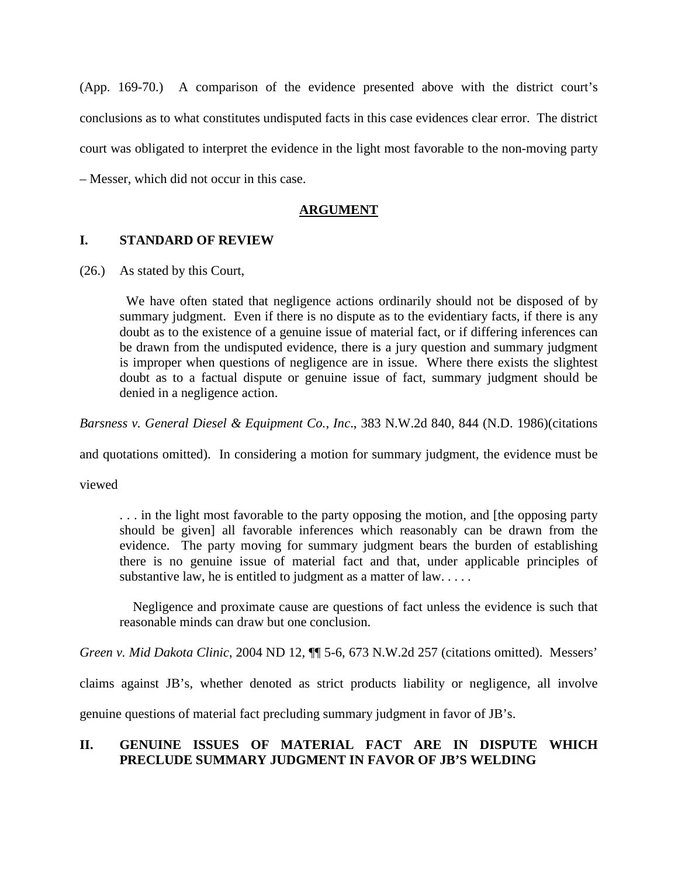(App. 169-70.) A comparison of the evidence presented above with the district court's conclusions as to what constitutes undisputed facts in this case evidences clear error. The district court was obligated to interpret the evidence in the light most favorable to the non-moving party – Messer, which did not occur in this case.

## ARGUMENT

### I. STANDARD OF REVIEW

(26.) As stated by this Court,

> We have often stated that negligence actions ordinarily should not be disposed of by summary judgment. Even if there is no dispute as to the evidentiary facts, if there is any doubt as to the existence of a genuine issue of material fact, or if differing inferences can be drawn from the undisputed evidence, there is a jury question and summary judgment is improper when questions of negligence are in issue. Where there exists the slightest doubt as to a factual dispute or genuine issue of fact, summary judgment should be denied in a negligence action.

*Barsness v. General Diesel & Equipment Co., Inc*., 383 N.W.2d 840, 844 (N.D. 1986)(citations and quotations omitted). In considering a motion for summary judgment, the evidence must be viewed

> . . . in the light most favorable to the party opposing the motion, and [the opposing party should be given] all favorable inferences which reasonably can be drawn from the evidence. The party moving for summary judgment bears the burden of establishing there is no genuine issue of material fact and that, under applicable principles of substantive law, he is entitled to judgment as a matter of law. . . . .
>
> Negligence and proximate cause are questions of fact unless the evidence is such that reasonable minds can draw but one conclusion.

*Green v. Mid Dakota Clinic*, 2004 ND 12, ¶¶ 5-6, 673 N.W.2d 257 (citations omitted). Messers' claims against JB's, whether denoted as strict products liability or negligence, all involve genuine questions of material fact precluding summary judgment in favor of JB's.

### II. GENUINE ISSUES OF MATERIAL FACT ARE IN DISPUTE WHICH PRECLUDE SUMMARY JUDGMENT IN FAVOR OF JB'S WELDING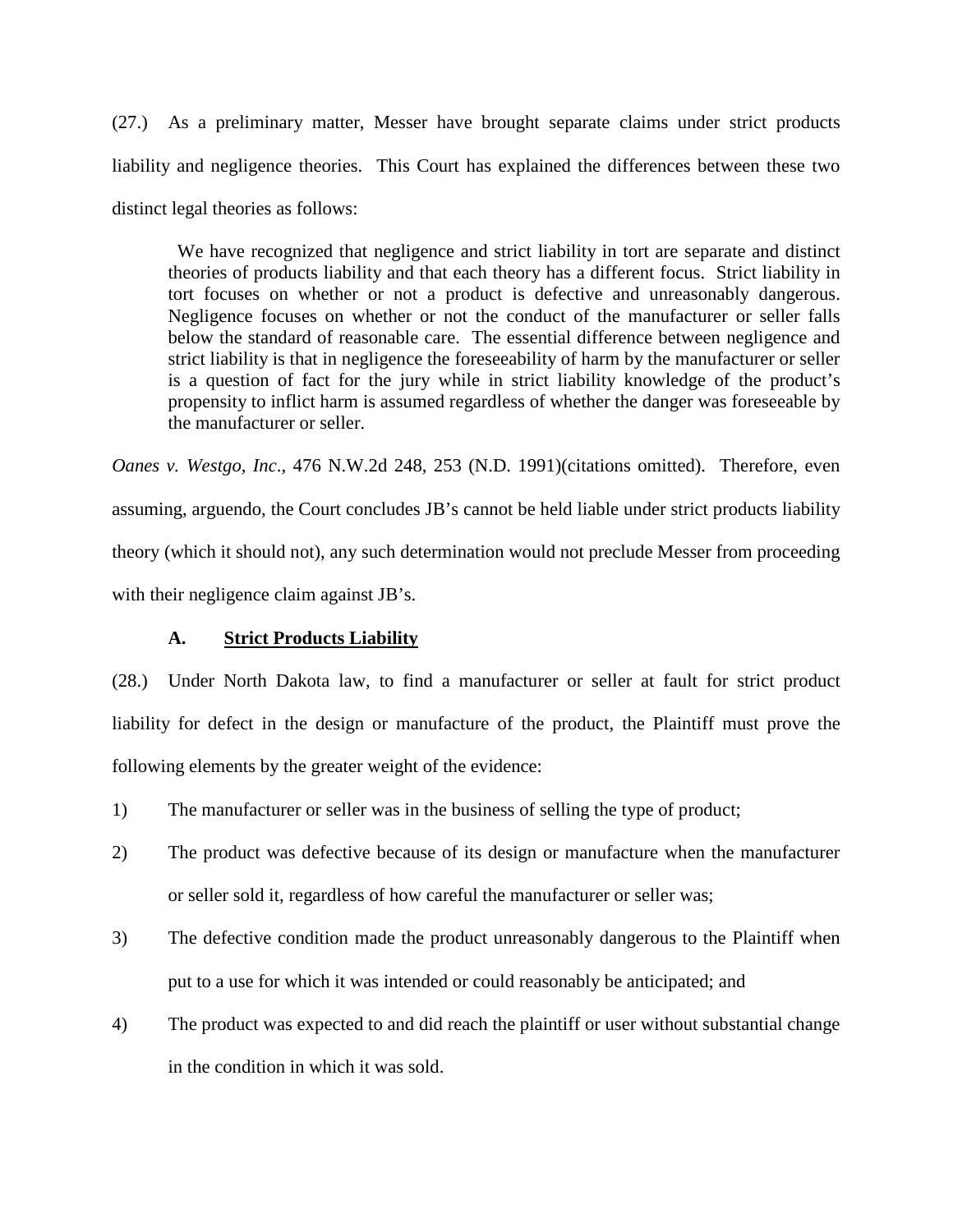(27.) As a preliminary matter, Messer have brought separate claims under strict products liability and negligence theories. This Court has explained the differences between these two distinct legal theories as follows:

> We have recognized that negligence and strict liability in tort are separate and distinct theories of products liability and that each theory has a different focus. Strict liability in tort focuses on whether or not a product is defective and unreasonably dangerous. Negligence focuses on whether or not the conduct of the manufacturer or seller falls below the standard of reasonable care. The essential difference between negligence and strict liability is that in negligence the foreseeability of harm by the manufacturer or seller is a question of fact for the jury while in strict liability knowledge of the product's propensity to inflict harm is assumed regardless of whether the danger was foreseeable by the manufacturer or seller.

*Oanes v. Westgo, Inc.*, 476 N.W.2d 248, 253 (N.D. 1991)(citations omitted). Therefore, even assuming, arguendo, the Court concludes JB's cannot be held liable under strict products liability theory (which it should not), any such determination would not preclude Messer from proceeding with their negligence claim against JB's.

### A. Strict Products Liability

(28.) Under North Dakota law, to find a manufacturer or seller at fault for strict product liability for defect in the design or manufacture of the product, the Plaintiff must prove the following elements by the greater weight of the evidence:

1) The manufacturer or seller was in the business of selling the type of product;

2) The product was defective because of its design or manufacture when the manufacturer or seller sold it, regardless of how careful the manufacturer or seller was;

3) The defective condition made the product unreasonably dangerous to the Plaintiff when put to a use for which it was intended or could reasonably be anticipated; and

4) The product was expected to and did reach the plaintiff or user without substantial change in the condition in which it was sold.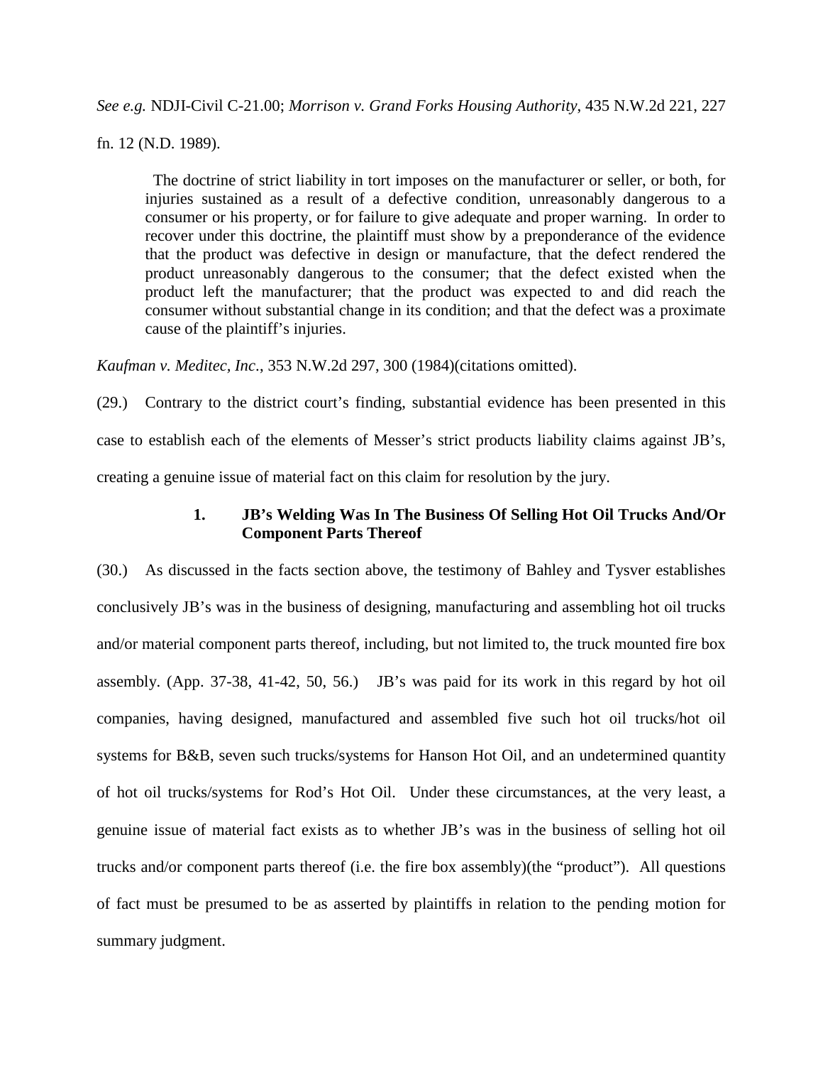*See e.g.* NDJI-Civil C-21.00; *Morrison v. Grand Forks Housing Authority*, 435 N.W.2d 221, 227 fn. 12 (N.D. 1989).

> The doctrine of strict liability in tort imposes on the manufacturer or seller, or both, for injuries sustained as a result of a defective condition, unreasonably dangerous to a consumer or his property, or for failure to give adequate and proper warning. In order to recover under this doctrine, the plaintiff must show by a preponderance of the evidence that the product was defective in design or manufacture, that the defect rendered the product unreasonably dangerous to the consumer; that the defect existed when the product left the manufacturer; that the product was expected to and did reach the consumer without substantial change in its condition; and that the defect was a proximate cause of the plaintiff's injuries.

*Kaufman v. Meditec, Inc*., 353 N.W.2d 297, 300 (1984)(citations omitted).

(29.) Contrary to the district court's finding, substantial evidence has been presented in this case to establish each of the elements of Messer's strict products liability claims against JB's, creating a genuine issue of material fact on this claim for resolution by the jury.

### 1. JB's Welding Was In The Business Of Selling Hot Oil Trucks And/Or Component Parts Thereof

(30.) As discussed in the facts section above, the testimony of Bahley and Tysver establishes conclusively JB's was in the business of designing, manufacturing and assembling hot oil trucks and/or material component parts thereof, including, but not limited to, the truck mounted fire box assembly. (App. 37-38, 41-42, 50, 56.) JB's was paid for its work in this regard by hot oil companies, having designed, manufactured and assembled five such hot oil trucks/hot oil systems for B&B, seven such trucks/systems for Hanson Hot Oil, and an undetermined quantity of hot oil trucks/systems for Rod's Hot Oil. Under these circumstances, at the very least, a genuine issue of material fact exists as to whether JB's was in the business of selling hot oil trucks and/or component parts thereof (i.e. the fire box assembly)(the "product"). All questions of fact must be presumed to be as asserted by plaintiffs in relation to the pending motion for summary judgment.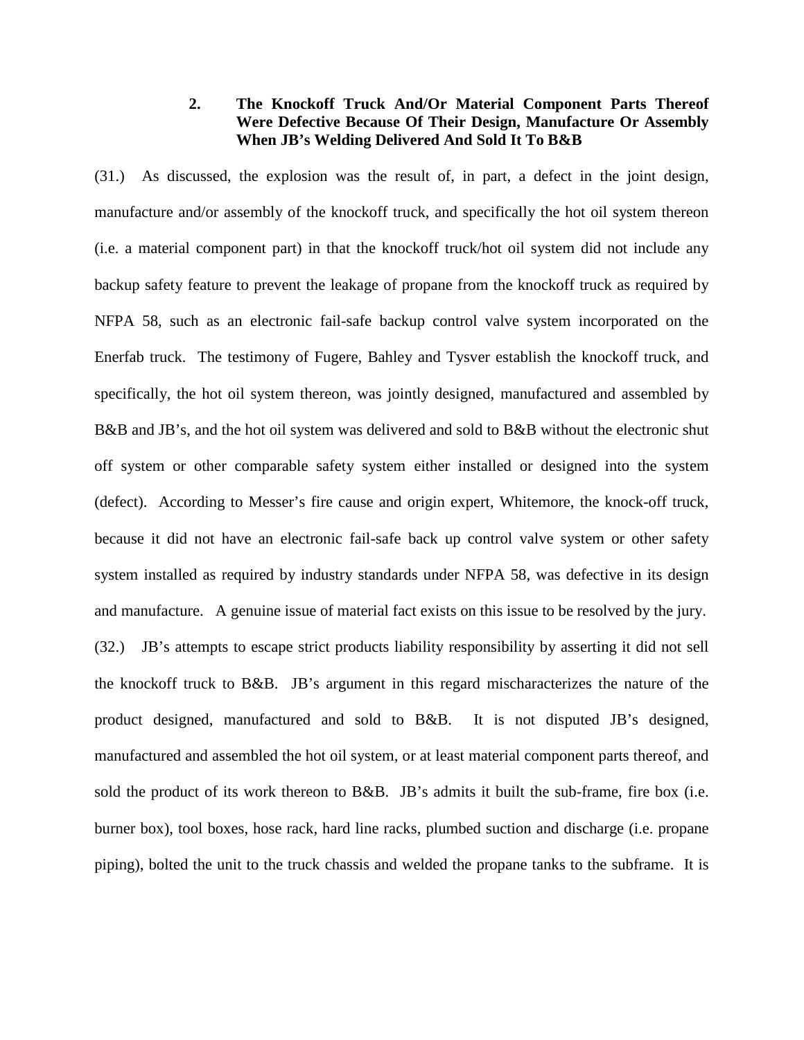### 2. The Knockoff Truck And/Or Material Component Parts Thereof Were Defective Because Of Their Design, Manufacture Or Assembly When JB's Welding Delivered And Sold It To B&B

(31.) As discussed, the explosion was the result of, in part, a defect in the joint design, manufacture and/or assembly of the knockoff truck, and specifically the hot oil system thereon (i.e. a material component part) in that the knockoff truck/hot oil system did not include any backup safety feature to prevent the leakage of propane from the knockoff truck as required by NFPA 58, such as an electronic fail-safe backup control valve system incorporated on the Enerfab truck. The testimony of Fugere, Bahley and Tysver establish the knockoff truck, and specifically, the hot oil system thereon, was jointly designed, manufactured and assembled by B&B and JB's, and the hot oil system was delivered and sold to B&B without the electronic shut off system or other comparable safety system either installed or designed into the system (defect). According to Messer's fire cause and origin expert, Whitemore, the knock-off truck, because it did not have an electronic fail-safe back up control valve system or other safety system installed as required by industry standards under NFPA 58, was defective in its design and manufacture. A genuine issue of material fact exists on this issue to be resolved by the jury.

(32.) JB's attempts to escape strict products liability responsibility by asserting it did not sell the knockoff truck to B&B. JB's argument in this regard mischaracterizes the nature of the product designed, manufactured and sold to B&B. It is not disputed JB's designed, manufactured and assembled the hot oil system, or at least material component parts thereof, and sold the product of its work thereon to B&B. JB's admits it built the sub-frame, fire box (i.e. burner box), tool boxes, hose rack, hard line racks, plumbed suction and discharge (i.e. propane piping), bolted the unit to the truck chassis and welded the propane tanks to the subframe. It is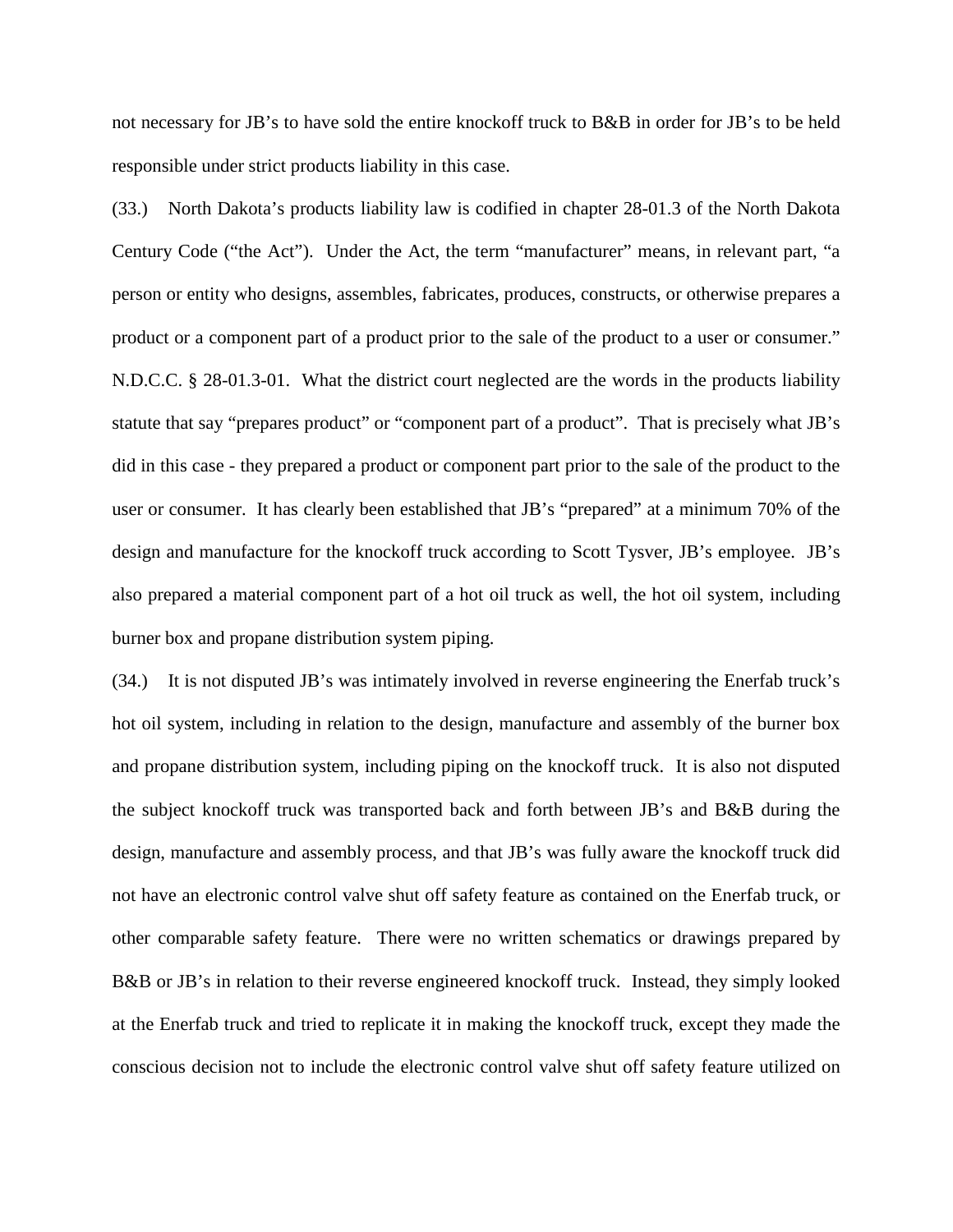not necessary for JB's to have sold the entire knockoff truck to B&B in order for JB's to be held responsible under strict products liability in this case.

(33.) North Dakota's products liability law is codified in chapter 28-01.3 of the North Dakota Century Code ("the Act"). Under the Act, the term "manufacturer" means, in relevant part, "a person or entity who designs, assembles, fabricates, produces, constructs, or otherwise prepares a product or a component part of a product prior to the sale of the product to a user or consumer." N.D.C.C. § 28-01.3-01. What the district court neglected are the words in the products liability statute that say "prepares product" or "component part of a product". That is precisely what JB's did in this case - they prepared a product or component part prior to the sale of the product to the user or consumer. It has clearly been established that JB's "prepared" at a minimum 70% of the design and manufacture for the knockoff truck according to Scott Tysver, JB's employee. JB's also prepared a material component part of a hot oil truck as well, the hot oil system, including burner box and propane distribution system piping.

(34.) It is not disputed JB's was intimately involved in reverse engineering the Enerfab truck's hot oil system, including in relation to the design, manufacture and assembly of the burner box and propane distribution system, including piping on the knockoff truck. It is also not disputed the subject knockoff truck was transported back and forth between JB's and B&B during the design, manufacture and assembly process, and that JB's was fully aware the knockoff truck did not have an electronic control valve shut off safety feature as contained on the Enerfab truck, or other comparable safety feature. There were no written schematics or drawings prepared by B&B or JB's in relation to their reverse engineered knockoff truck. Instead, they simply looked at the Enerfab truck and tried to replicate it in making the knockoff truck, except they made the conscious decision not to include the electronic control valve shut off safety feature utilized on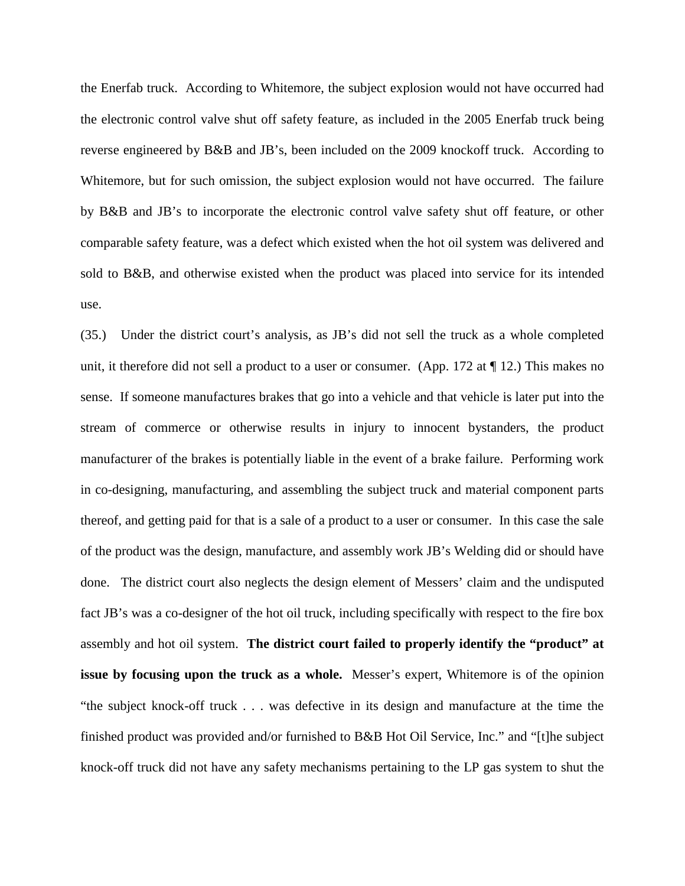the Enerfab truck. According to Whitemore, the subject explosion would not have occurred had the electronic control valve shut off safety feature, as included in the 2005 Enerfab truck being reverse engineered by B&B and JB's, been included on the 2009 knockoff truck. According to Whitemore, but for such omission, the subject explosion would not have occurred. The failure by B&B and JB's to incorporate the electronic control valve safety shut off feature, or other comparable safety feature, was a defect which existed when the hot oil system was delivered and sold to B&B, and otherwise existed when the product was placed into service for its intended use.

(35.) Under the district court's analysis, as JB's did not sell the truck as a whole completed unit, it therefore did not sell a product to a user or consumer. (App. 172 at ¶ 12.) This makes no sense. If someone manufactures brakes that go into a vehicle and that vehicle is later put into the stream of commerce or otherwise results in injury to innocent bystanders, the product manufacturer of the brakes is potentially liable in the event of a brake failure. Performing work in co-designing, manufacturing, and assembling the subject truck and material component parts thereof, and getting paid for that is a sale of a product to a user or consumer. In this case the sale of the product was the design, manufacture, and assembly work JB's Welding did or should have done. The district court also neglects the design element of Messers' claim and the undisputed fact JB's was a co-designer of the hot oil truck, including specifically with respect to the fire box assembly and hot oil system. **The district court failed to properly identify the "product" at issue by focusing upon the truck as a whole.** Messer's expert, Whitemore is of the opinion "the subject knock-off truck . . . was defective in its design and manufacture at the time the finished product was provided and/or furnished to B&B Hot Oil Service, Inc." and "[t]he subject knock-off truck did not have any safety mechanisms pertaining to the LP gas system to shut the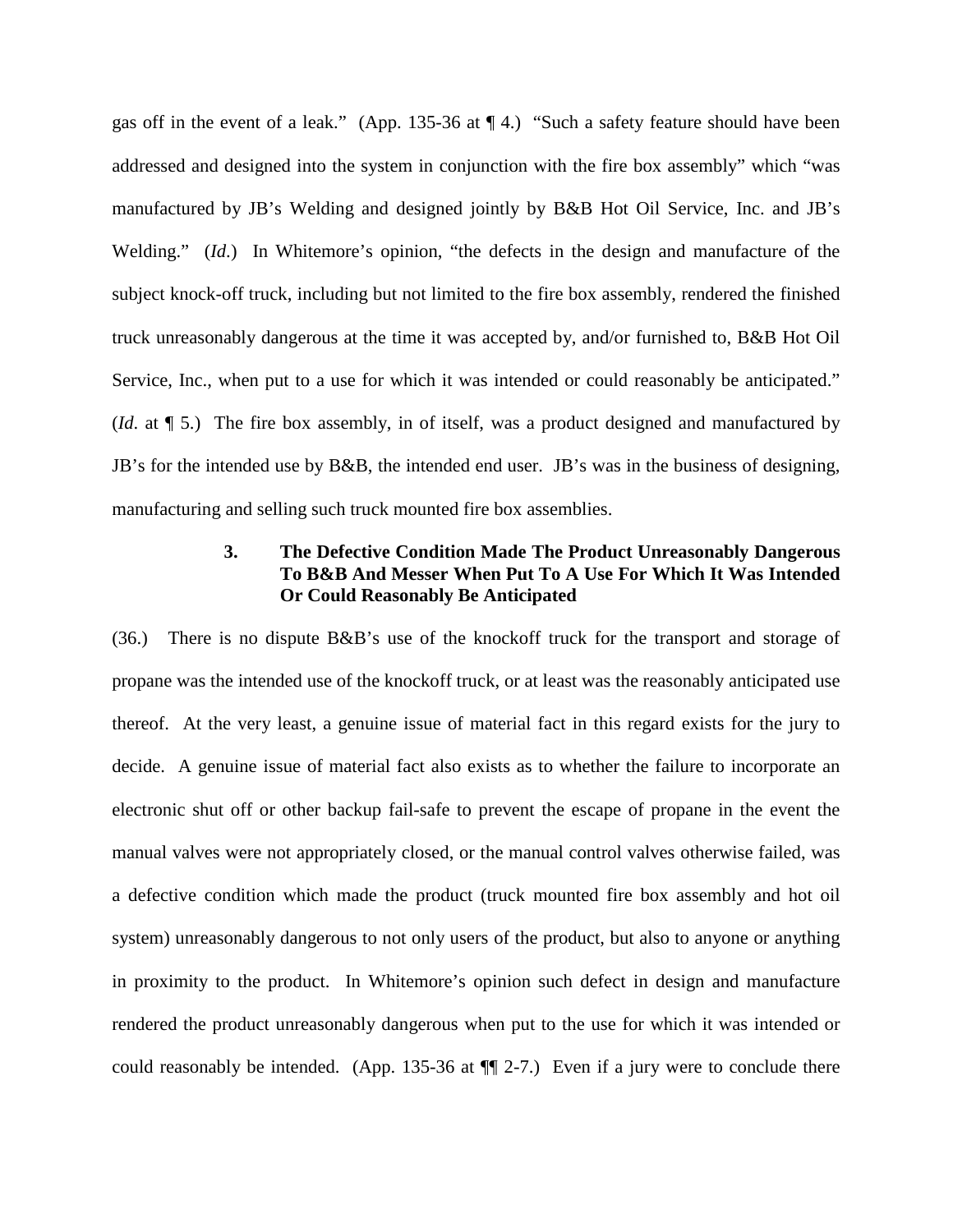gas off in the event of a leak." (App. 135-36 at ¶ 4.) "Such a safety feature should have been addressed and designed into the system in conjunction with the fire box assembly" which "was manufactured by JB's Welding and designed jointly by B&B Hot Oil Service, Inc. and JB's Welding." (*Id*.) In Whitemore's opinion, "the defects in the design and manufacture of the subject knock-off truck, including but not limited to the fire box assembly, rendered the finished truck unreasonably dangerous at the time it was accepted by, and/or furnished to, B&B Hot Oil Service, Inc., when put to a use for which it was intended or could reasonably be anticipated." (*Id*. at ¶ 5.) The fire box assembly, in of itself, was a product designed and manufactured by JB's for the intended use by B&B, the intended end user. JB's was in the business of designing, manufacturing and selling such truck mounted fire box assemblies.

### 3. The Defective Condition Made The Product Unreasonably Dangerous To B&B And Messer When Put To A Use For Which It Was Intended Or Could Reasonably Be Anticipated

(36.) There is no dispute B&B's use of the knockoff truck for the transport and storage of propane was the intended use of the knockoff truck, or at least was the reasonably anticipated use thereof. At the very least, a genuine issue of material fact in this regard exists for the jury to decide. A genuine issue of material fact also exists as to whether the failure to incorporate an electronic shut off or other backup fail-safe to prevent the escape of propane in the event the manual valves were not appropriately closed, or the manual control valves otherwise failed, was a defective condition which made the product (truck mounted fire box assembly and hot oil system) unreasonably dangerous to not only users of the product, but also to anyone or anything in proximity to the product. In Whitemore's opinion such defect in design and manufacture rendered the product unreasonably dangerous when put to the use for which it was intended or could reasonably be intended. (App. 135-36 at ¶¶ 2-7.) Even if a jury were to conclude there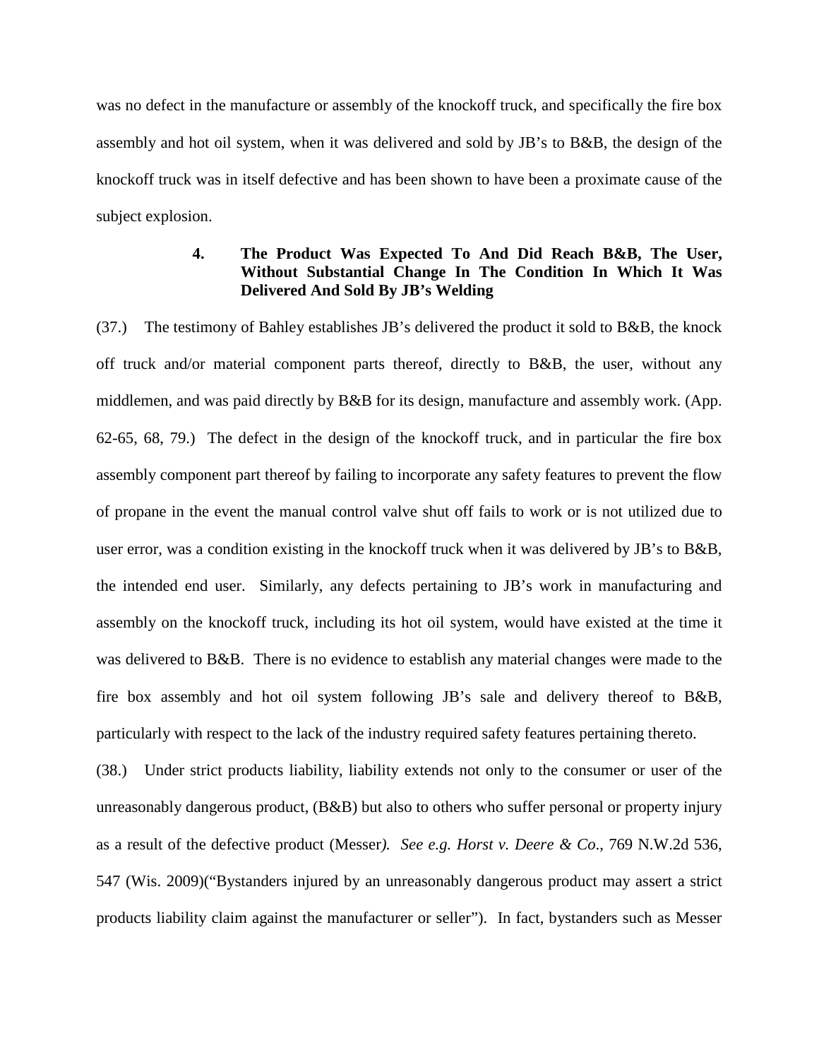was no defect in the manufacture or assembly of the knockoff truck, and specifically the fire box assembly and hot oil system, when it was delivered and sold by JB's to B&B, the design of the knockoff truck was in itself defective and has been shown to have been a proximate cause of the subject explosion.

#### 4. The Product Was Expected To And Did Reach B&B, The User, Without Substantial Change In The Condition In Which It Was Delivered And Sold By JB's Welding

(37.) The testimony of Bahley establishes JB's delivered the product it sold to B&B, the knock off truck and/or material component parts thereof, directly to B&B, the user, without any middlemen, and was paid directly by B&B for its design, manufacture and assembly work. (App. 62-65, 68, 79.) The defect in the design of the knockoff truck, and in particular the fire box assembly component part thereof by failing to incorporate any safety features to prevent the flow of propane in the event the manual control valve shut off fails to work or is not utilized due to user error, was a condition existing in the knockoff truck when it was delivered by JB's to B&B, the intended end user. Similarly, any defects pertaining to JB's work in manufacturing and assembly on the knockoff truck, including its hot oil system, would have existed at the time it was delivered to B&B. There is no evidence to establish any material changes were made to the fire box assembly and hot oil system following JB's sale and delivery thereof to B&B, particularly with respect to the lack of the industry required safety features pertaining thereto.

(38.) Under strict products liability, liability extends not only to the consumer or user of the unreasonably dangerous product, (B&B) but also to others who suffer personal or property injury as a result of the defective product (Messer). *See e.g. Horst v. Deere & Co*., 769 N.W.2d 536, 547 (Wis. 2009)("Bystanders injured by an unreasonably dangerous product may assert a strict products liability claim against the manufacturer or seller"). In fact, bystanders such as Messer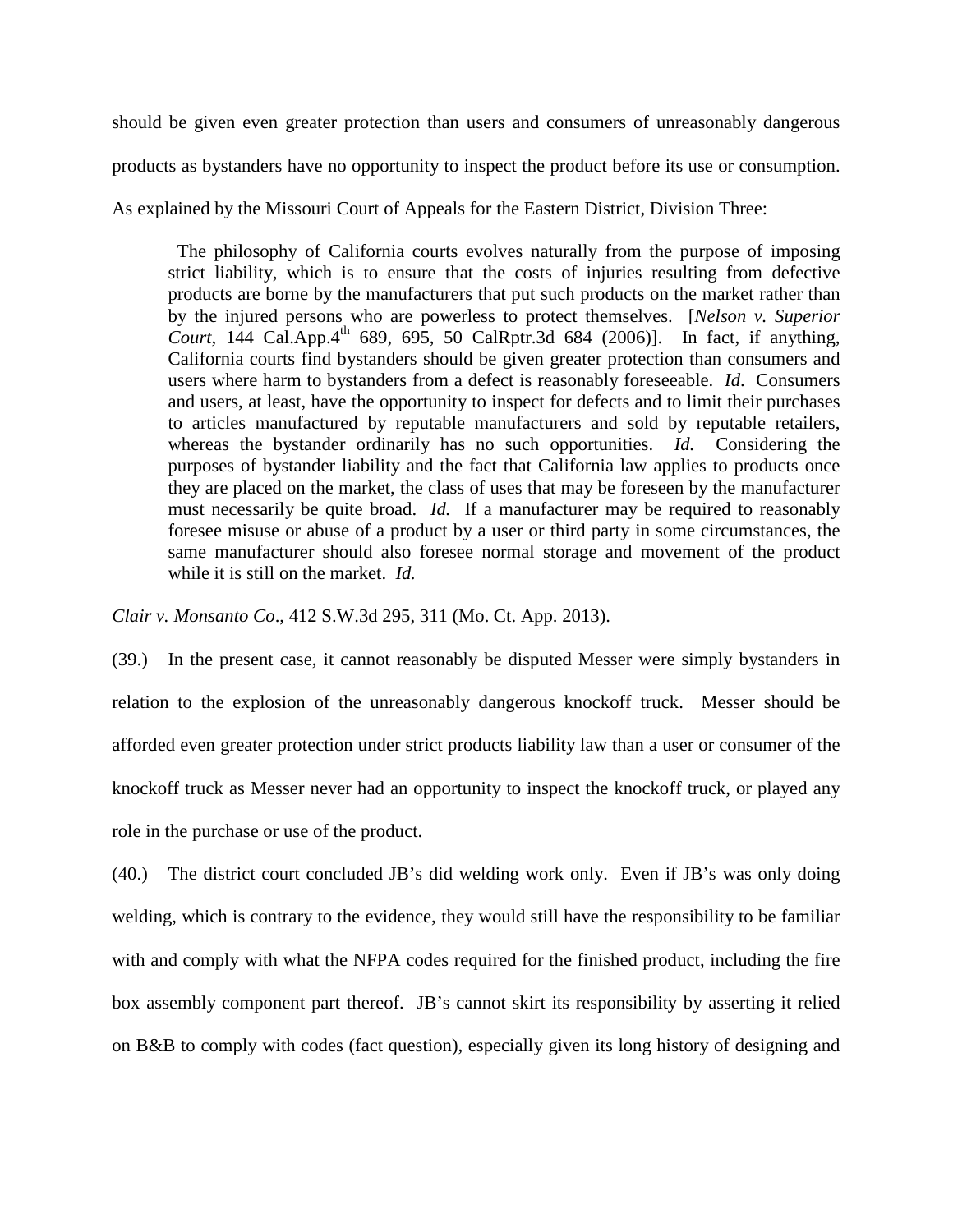should be given even greater protection than users and consumers of unreasonably dangerous products as bystanders have no opportunity to inspect the product before its use or consumption. As explained by the Missouri Court of Appeals for the Eastern District, Division Three:

> The philosophy of California courts evolves naturally from the purpose of imposing strict liability, which is to ensure that the costs of injuries resulting from defective products are borne by the manufacturers that put such products on the market rather than by the injured persons who are powerless to protect themselves. [*Nelson v. Superior Court*, 144 Cal.App.4th 689, 695, 50 CalRptr.3d 684 (2006)]. In fact, if anything, California courts find bystanders should be given greater protection than consumers and users where harm to bystanders from a defect is reasonably foreseeable. *Id*. Consumers and users, at least, have the opportunity to inspect for defects and to limit their purchases to articles manufactured by reputable manufacturers and sold by reputable retailers, whereas the bystander ordinarily has no such opportunities. *Id.* Considering the purposes of bystander liability and the fact that California law applies to products once they are placed on the market, the class of uses that may be foreseen by the manufacturer must necessarily be quite broad. *Id.* If a manufacturer may be required to reasonably foresee misuse or abuse of a product by a user or third party in some circumstances, the same manufacturer should also foresee normal storage and movement of the product while it is still on the market. *Id.*

*Clair v. Monsanto Co*., 412 S.W.3d 295, 311 (Mo. Ct. App. 2013).

(39.) In the present case, it cannot reasonably be disputed Messer were simply bystanders in relation to the explosion of the unreasonably dangerous knockoff truck. Messer should be afforded even greater protection under strict products liability law than a user or consumer of the knockoff truck as Messer never had an opportunity to inspect the knockoff truck, or played any role in the purchase or use of the product.

(40.) The district court concluded JB's did welding work only. Even if JB's was only doing welding, which is contrary to the evidence, they would still have the responsibility to be familiar with and comply with what the NFPA codes required for the finished product, including the fire box assembly component part thereof. JB's cannot skirt its responsibility by asserting it relied on B&B to comply with codes (fact question), especially given its long history of designing and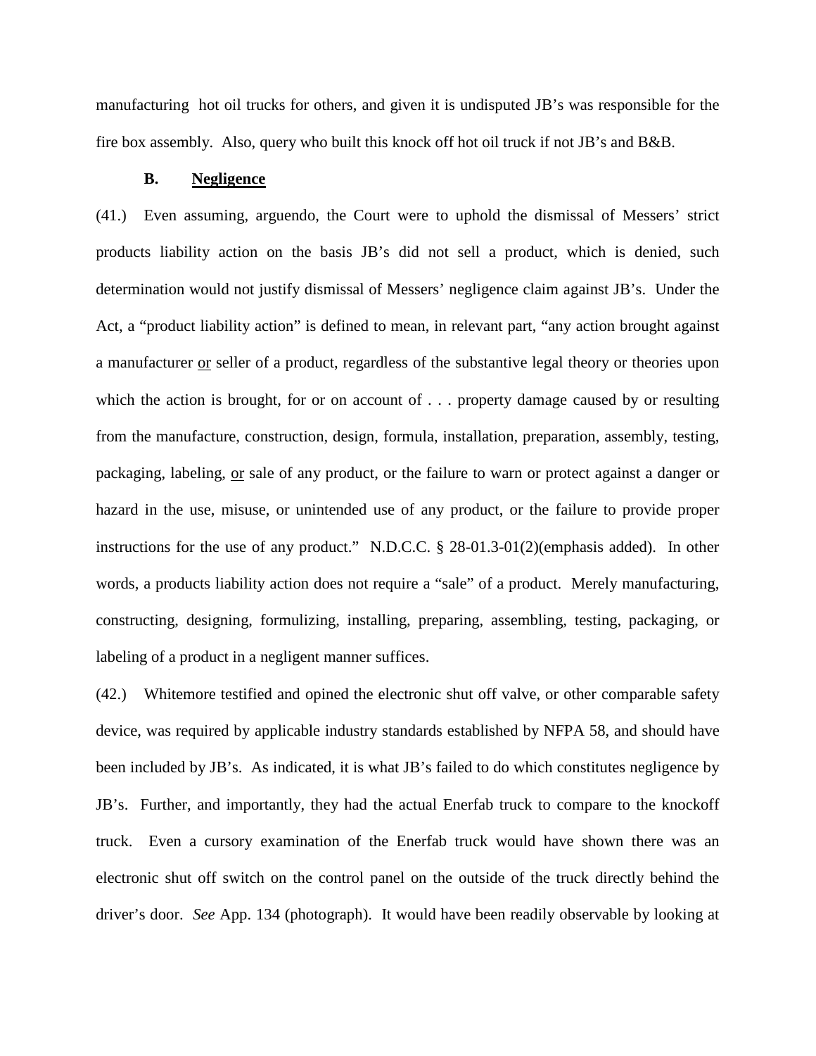manufacturing hot oil trucks for others, and given it is undisputed JB's was responsible for the fire box assembly. Also, query who built this knock off hot oil truck if not JB's and B&B.

### B. <u>Negligence</u>

(41.) Even assuming, arguendo, the Court were to uphold the dismissal of Messers' strict products liability action on the basis JB's did not sell a product, which is denied, such determination would not justify dismissal of Messers' negligence claim against JB's. Under the Act, a "product liability action" is defined to mean, in relevant part, "any action brought against a manufacturer <u>or</u> seller of a product, regardless of the substantive legal theory or theories upon which the action is brought, for or on account of . . . property damage caused by or resulting from the manufacture, construction, design, formula, installation, preparation, assembly, testing, packaging, labeling, <u>or</u> sale of any product, or the failure to warn or protect against a danger or hazard in the use, misuse, or unintended use of any product, or the failure to provide proper instructions for the use of any product." N.D.C.C. § 28-01.3-01(2)(emphasis added). In other words, a products liability action does not require a "sale" of a product. Merely manufacturing, constructing, designing, formulizing, installing, preparing, assembling, testing, packaging, or labeling of a product in a negligent manner suffices.

(42.) Whitemore testified and opined the electronic shut off valve, or other comparable safety device, was required by applicable industry standards established by NFPA 58, and should have been included by JB's. As indicated, it is what JB's failed to do which constitutes negligence by JB's. Further, and importantly, they had the actual Enerfab truck to compare to the knockoff truck. Even a cursory examination of the Enerfab truck would have shown there was an electronic shut off switch on the control panel on the outside of the truck directly behind the driver's door. *See* App. 134 (photograph). It would have been readily observable by looking at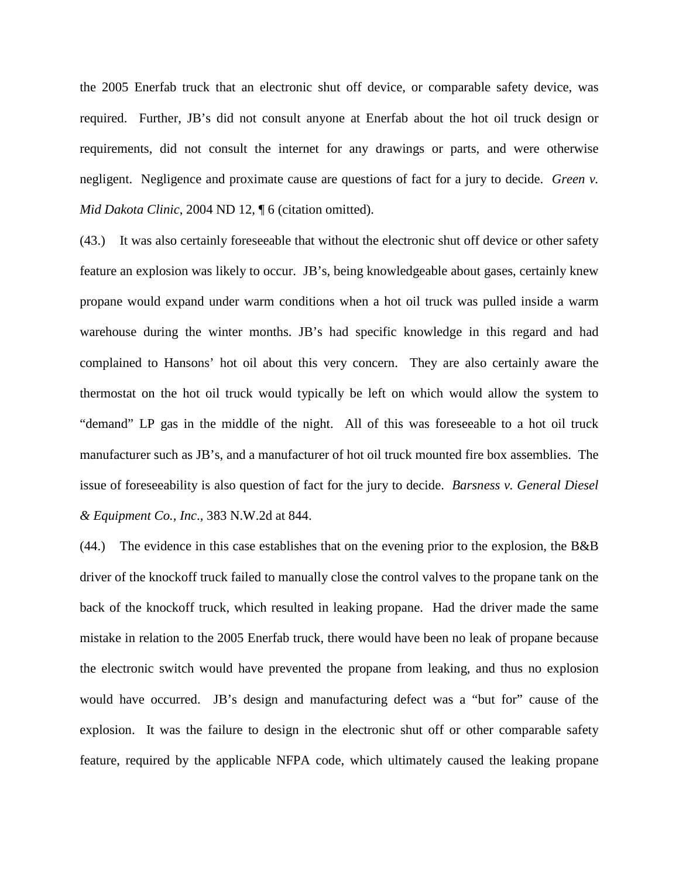the 2005 Enerfab truck that an electronic shut off device, or comparable safety device, was required. Further, JB's did not consult anyone at Enerfab about the hot oil truck design or requirements, did not consult the internet for any drawings or parts, and were otherwise negligent. Negligence and proximate cause are questions of fact for a jury to decide. *Green v. Mid Dakota Clinic*, 2004 ND 12, ¶ 6 (citation omitted).

(43.) It was also certainly foreseeable that without the electronic shut off device or other safety feature an explosion was likely to occur. JB's, being knowledgeable about gases, certainly knew propane would expand under warm conditions when a hot oil truck was pulled inside a warm warehouse during the winter months. JB's had specific knowledge in this regard and had complained to Hansons' hot oil about this very concern. They are also certainly aware the thermostat on the hot oil truck would typically be left on which would allow the system to "demand" LP gas in the middle of the night. All of this was foreseeable to a hot oil truck manufacturer such as JB's, and a manufacturer of hot oil truck mounted fire box assemblies. The issue of foreseeability is also question of fact for the jury to decide. *Barsness v. General Diesel & Equipment Co., Inc*., 383 N.W.2d at 844.

(44.) The evidence in this case establishes that on the evening prior to the explosion, the B&B driver of the knockoff truck failed to manually close the control valves to the propane tank on the back of the knockoff truck, which resulted in leaking propane. Had the driver made the same mistake in relation to the 2005 Enerfab truck, there would have been no leak of propane because the electronic switch would have prevented the propane from leaking, and thus no explosion would have occurred. JB's design and manufacturing defect was a "but for" cause of the explosion. It was the failure to design in the electronic shut off or other comparable safety feature, required by the applicable NFPA code, which ultimately caused the leaking propane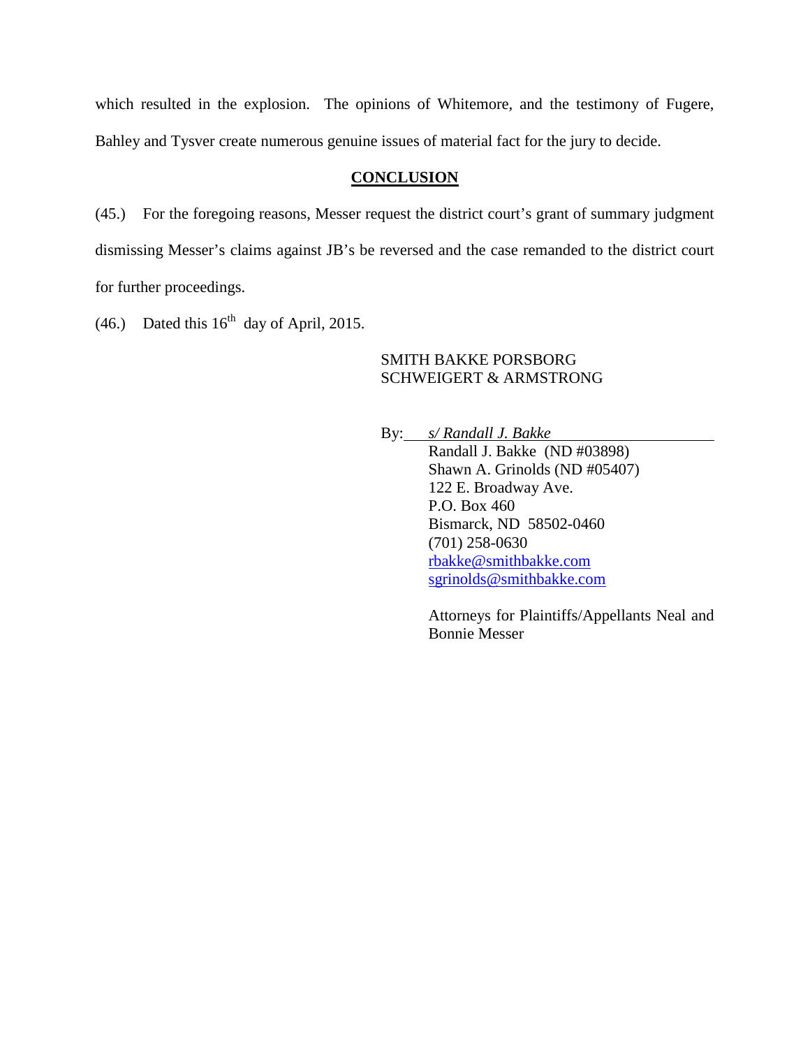which resulted in the explosion. The opinions of Whitemore, and the testimony of Fugere, Bahley and Tysver create numerous genuine issues of material fact for the jury to decide.

## CONCLUSION

(45.) For the foregoing reasons, Messer request the district court's grant of summary judgment dismissing Messer's claims against JB's be reversed and the case remanded to the district court for further proceedings.

(46.) Dated this 16th day of April, 2015.

SMITH BAKKE PORSBORG
SCHWEIGERT & ARMSTRONG

By: *s/ Randall J. Bakke*
Randall J. Bakke (ND #03898)
Shawn A. Grinolds (ND #05407)
122 E. Broadway Ave.
P.O. Box 460
Bismarck, ND 58502-0460
(701) 258-0630
rbakke@smithbakke.com
sgrinolds@smithbakke.com

Attorneys for Plaintiffs/Appellants Neal and Bonnie Messer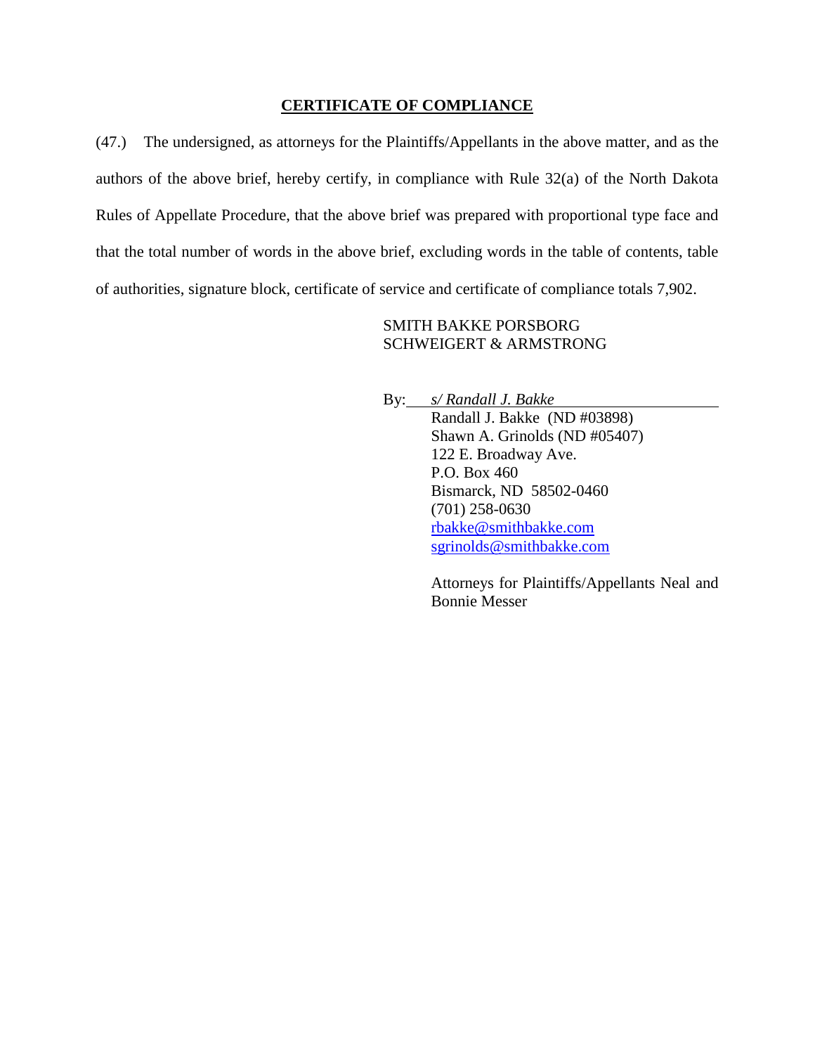**CERTIFICATE OF COMPLIANCE**

(47.) The undersigned, as attorneys for the Plaintiffs/Appellants in the above matter, and as the authors of the above brief, hereby certify, in compliance with Rule 32(a) of the North Dakota Rules of Appellate Procedure, that the above brief was prepared with proportional type face and that the total number of words in the above brief, excluding words in the table of contents, table of authorities, signature block, certificate of service and certificate of compliance totals 7,902.

SMITH BAKKE PORSBORG
SCHWEIGERT & ARMSTRONG

By: *s/ Randall J. Bakke*
Randall J. Bakke (ND #03898)
Shawn A. Grinolds (ND #05407)
122 E. Broadway Ave.
P.O. Box 460
Bismarck, ND 58502-0460
(701) 258-0630
rbakke@smithbakke.com
sgrinolds@smithbakke.com

Attorneys for Plaintiffs/Appellants Neal and Bonnie Messer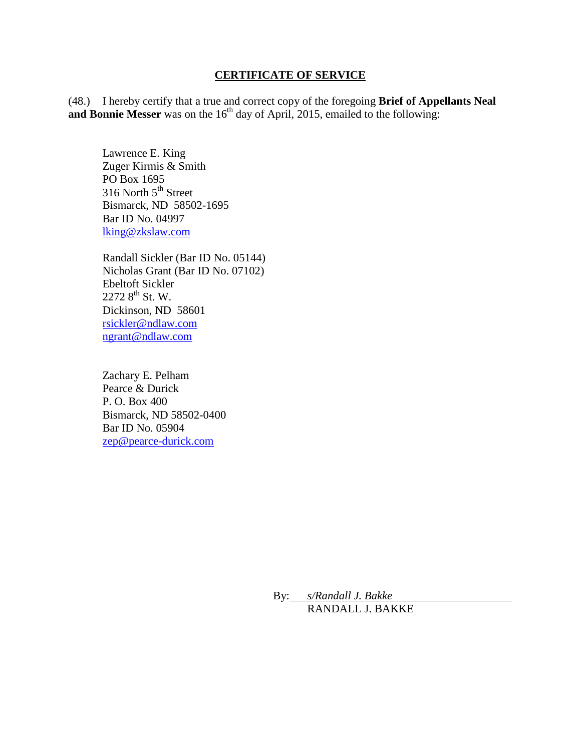## CERTIFICATE OF SERVICE

(48.) I hereby certify that a true and correct copy of the foregoing **Brief of Appellants Neal and Bonnie Messer** was on the 16th day of April, 2015, emailed to the following:

Lawrence E. King
Zuger Kirmis & Smith
PO Box 1695
316 North 5th Street
Bismarck, ND 58502-1695
Bar ID No. 04997
lking@zkslaw.com

Randall Sickler (Bar ID No. 05144)
Nicholas Grant (Bar ID No. 07102)
Ebeltoft Sickler
2272 8th St. W.
Dickinson, ND 58601
rsickler@ndlaw.com
ngrant@ndlaw.com

Zachary E. Pelham
Pearce & Durick
P. O. Box 400
Bismarck, ND 58502-0400
Bar ID No. 05904
zep@pearce-durick.com

By: *s/Randall J. Bakke*
RANDALL J. BAKKE